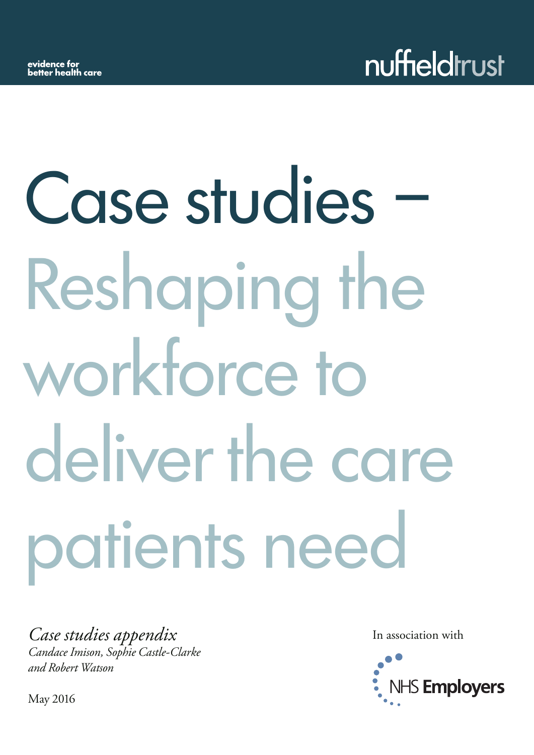evidence for better health care

nuffieldtrust

# Case studies – Reshaping the workforce to deliver the care patients need

*Case studies appendix*
*Candace Imison, Sophie Castle-Clarke and Robert Watson*

May 2016

In association with

NHS Employers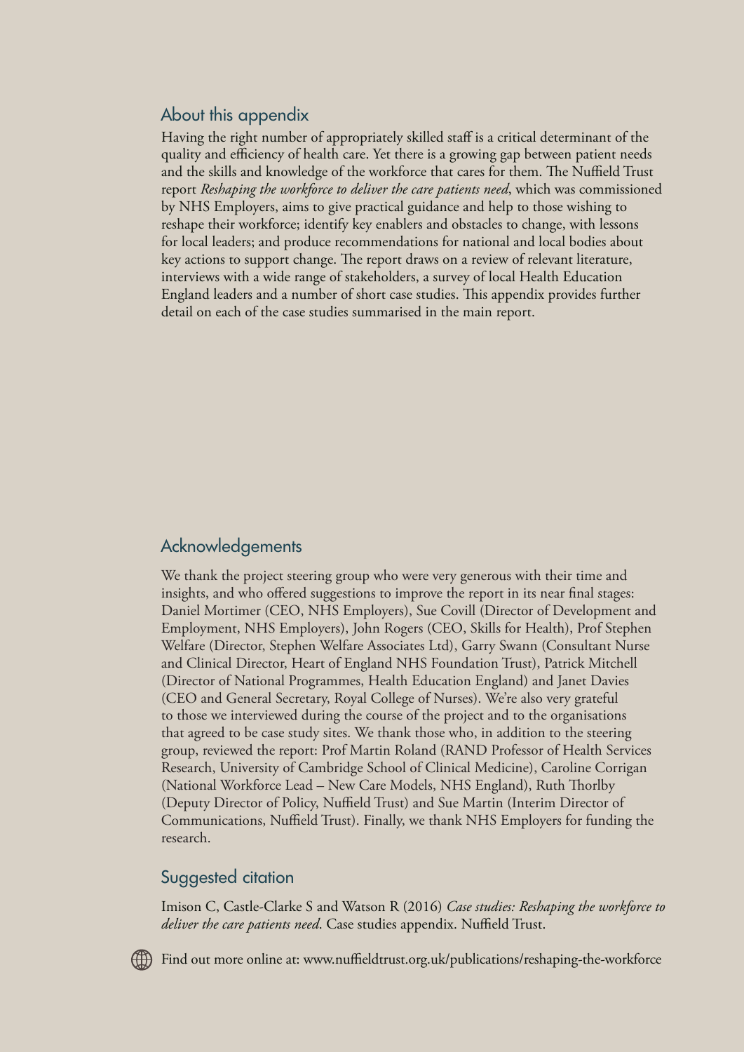## About this appendix

Having the right number of appropriately skilled staff is a critical determinant of the quality and efficiency of health care. Yet there is a growing gap between patient needs and the skills and knowledge of the workforce that cares for them. The Nuffield Trust report *Reshaping the workforce to deliver the care patients need*, which was commissioned by NHS Employers, aims to give practical guidance and help to those wishing to reshape their workforce; identify key enablers and obstacles to change, with lessons for local leaders; and produce recommendations for national and local bodies about key actions to support change. The report draws on a review of relevant literature, interviews with a wide range of stakeholders, a survey of local Health Education England leaders and a number of short case studies. This appendix provides further detail on each of the case studies summarised in the main report.

## Acknowledgements

We thank the project steering group who were very generous with their time and insights, and who offered suggestions to improve the report in its near final stages: Daniel Mortimer (CEO, NHS Employers), Sue Covill (Director of Development and Employment, NHS Employers), John Rogers (CEO, Skills for Health), Prof Stephen Welfare (Director, Stephen Welfare Associates Ltd), Garry Swann (Consultant Nurse and Clinical Director, Heart of England NHS Foundation Trust), Patrick Mitchell (Director of National Programmes, Health Education England) and Janet Davies (CEO and General Secretary, Royal College of Nurses). We're also very grateful to those we interviewed during the course of the project and to the organisations that agreed to be case study sites. We thank those who, in addition to the steering group, reviewed the report: Prof Martin Roland (RAND Professor of Health Services Research, University of Cambridge School of Clinical Medicine), Caroline Corrigan (National Workforce Lead – New Care Models, NHS England), Ruth Thorlby (Deputy Director of Policy, Nuffield Trust) and Sue Martin (Interim Director of Communications, Nuffield Trust). Finally, we thank NHS Employers for funding the research.

## Suggested citation

Imison C, Castle-Clarke S and Watson R (2016) *Case studies: Reshaping the workforce to deliver the care patients need*. Case studies appendix. Nuffield Trust.

Find out more online at: www.nuffieldtrust.org.uk/publications/reshaping-the-workforce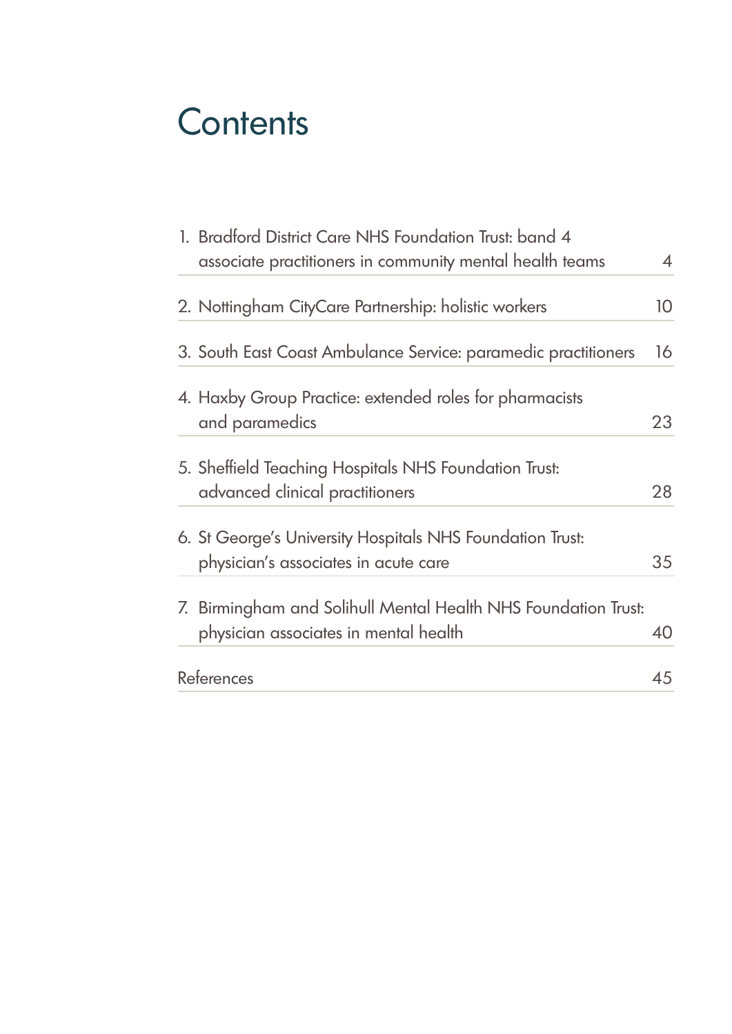# Contents

1. Bradford District Care NHS Foundation Trust: band 4 associate practitioners in community mental health teams — 4
2. Nottingham CityCare Partnership: holistic workers — 10
3. South East Coast Ambulance Service: paramedic practitioners — 16
4. Haxby Group Practice: extended roles for pharmacists and paramedics — 23
5. Sheffield Teaching Hospitals NHS Foundation Trust: advanced clinical practitioners — 28
6. St George's University Hospitals NHS Foundation Trust: physician's associates in acute care — 35
7. Birmingham and Solihull Mental Health NHS Foundation Trust: physician associates in mental health — 40

References — 45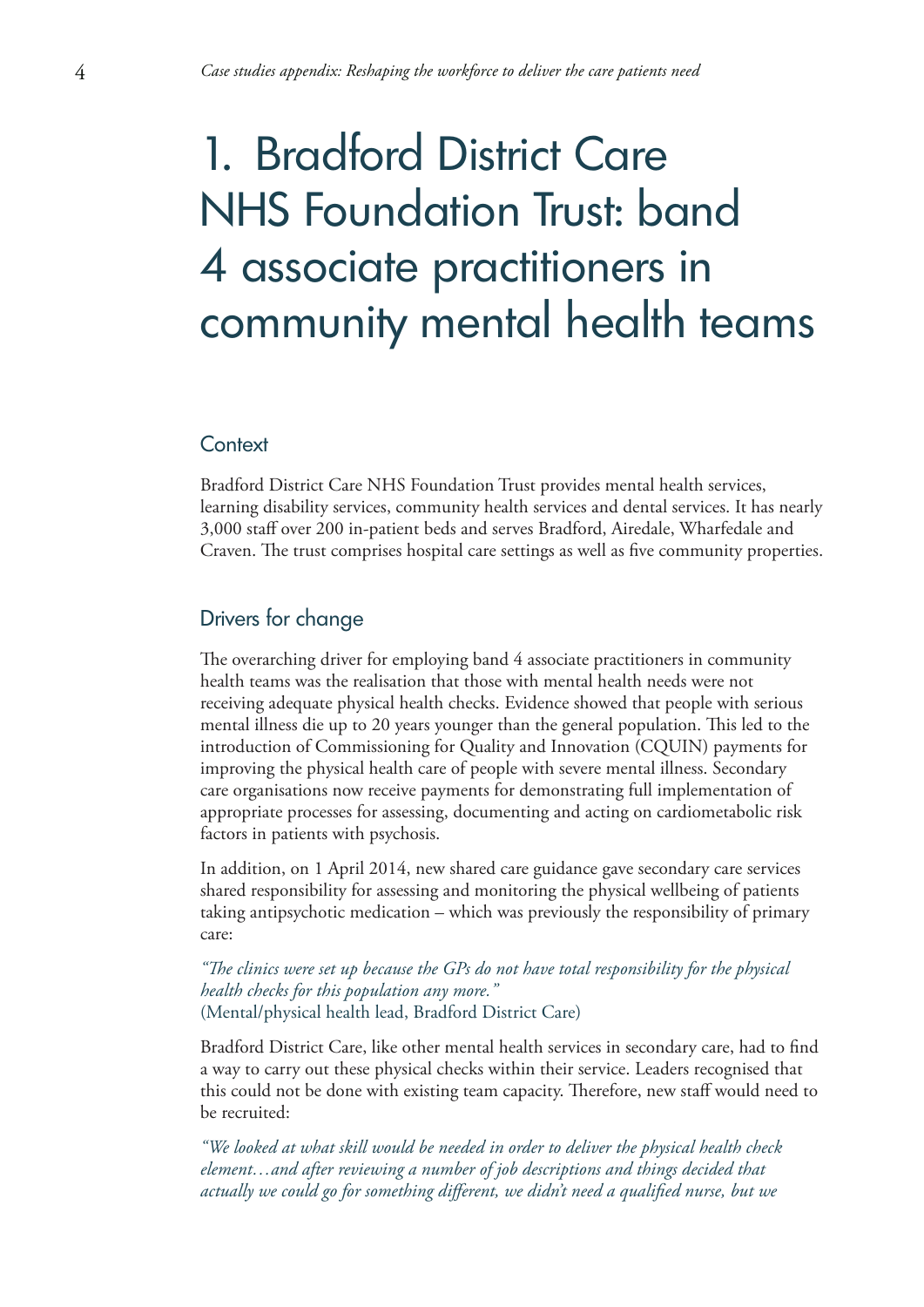# 1. Bradford District Care NHS Foundation Trust: band 4 associate practitioners in community mental health teams

## Context

Bradford District Care NHS Foundation Trust provides mental health services, learning disability services, community health services and dental services. It has nearly 3,000 staff over 200 in-patient beds and serves Bradford, Airedale, Wharfedale and Craven. The trust comprises hospital care settings as well as five community properties.

## Drivers for change

The overarching driver for employing band 4 associate practitioners in community health teams was the realisation that those with mental health needs were not receiving adequate physical health checks. Evidence showed that people with serious mental illness die up to 20 years younger than the general population. This led to the introduction of Commissioning for Quality and Innovation (CQUIN) payments for improving the physical health care of people with severe mental illness. Secondary care organisations now receive payments for demonstrating full implementation of appropriate processes for assessing, documenting and acting on cardiometabolic risk factors in patients with psychosis.

In addition, on 1 April 2014, new shared care guidance gave secondary care services shared responsibility for assessing and monitoring the physical wellbeing of patients taking antipsychotic medication – which was previously the responsibility of primary care:

*"The clinics were set up because the GPs do not have total responsibility for the physical health checks for this population any more."*
(Mental/physical health lead, Bradford District Care)

Bradford District Care, like other mental health services in secondary care, had to find a way to carry out these physical checks within their service. Leaders recognised that this could not be done with existing team capacity. Therefore, new staff would need to be recruited:

*"We looked at what skill would be needed in order to deliver the physical health check element…and after reviewing a number of job descriptions and things decided that actually we could go for something different, we didn't need a qualified nurse, but we*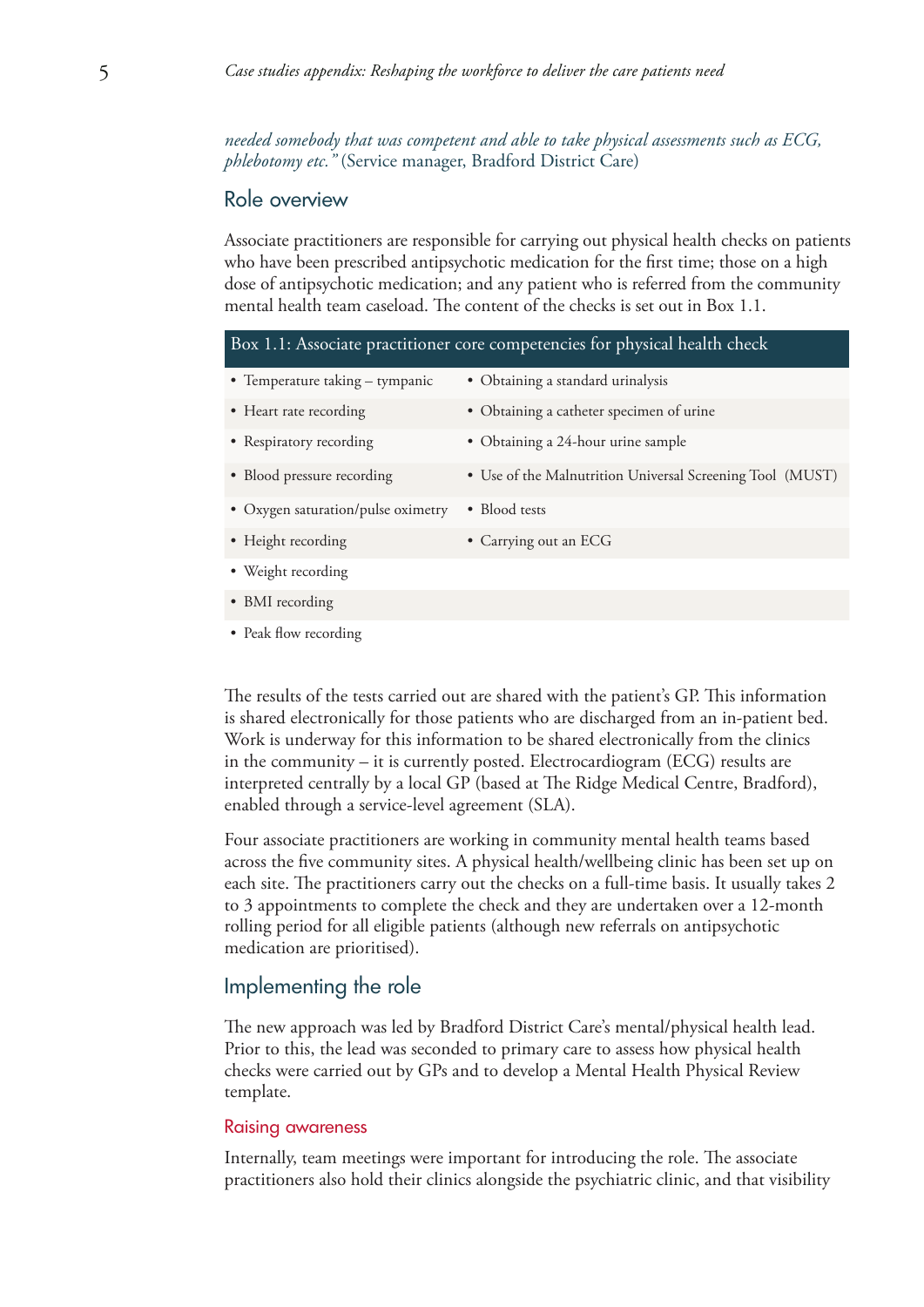*needed somebody that was competent and able to take physical assessments such as ECG, phlebotomy etc."* (Service manager, Bradford District Care)

## Role overview

Associate practitioners are responsible for carrying out physical health checks on patients who have been prescribed antipsychotic medication for the first time; those on a high dose of antipsychotic medication; and any patient who is referred from the community mental health team caseload. The content of the checks is set out in Box 1.1.

**Box 1.1: Associate practitioner core competencies for physical health check**

- Temperature taking – tympanic
- Heart rate recording
- Respiratory recording
- Blood pressure recording
- Oxygen saturation/pulse oximetry
- Height recording
- Weight recording
- BMI recording
- Peak flow recording
- Obtaining a standard urinalysis
- Obtaining a catheter specimen of urine
- Obtaining a 24-hour urine sample
- Use of the Malnutrition Universal Screening Tool (MUST)
- Blood tests
- Carrying out an ECG

The results of the tests carried out are shared with the patient's GP. This information is shared electronically for those patients who are discharged from an in-patient bed. Work is underway for this information to be shared electronically from the clinics in the community – it is currently posted. Electrocardiogram (ECG) results are interpreted centrally by a local GP (based at The Ridge Medical Centre, Bradford), enabled through a service-level agreement (SLA).

Four associate practitioners are working in community mental health teams based across the five community sites. A physical health/wellbeing clinic has been set up on each site. The practitioners carry out the checks on a full-time basis. It usually takes 2 to 3 appointments to complete the check and they are undertaken over a 12-month rolling period for all eligible patients (although new referrals on antipsychotic medication are prioritised).

## Implementing the role

The new approach was led by Bradford District Care's mental/physical health lead. Prior to this, the lead was seconded to primary care to assess how physical health checks were carried out by GPs and to develop a Mental Health Physical Review template.

### Raising awareness

Internally, team meetings were important for introducing the role. The associate practitioners also hold their clinics alongside the psychiatric clinic, and that visibility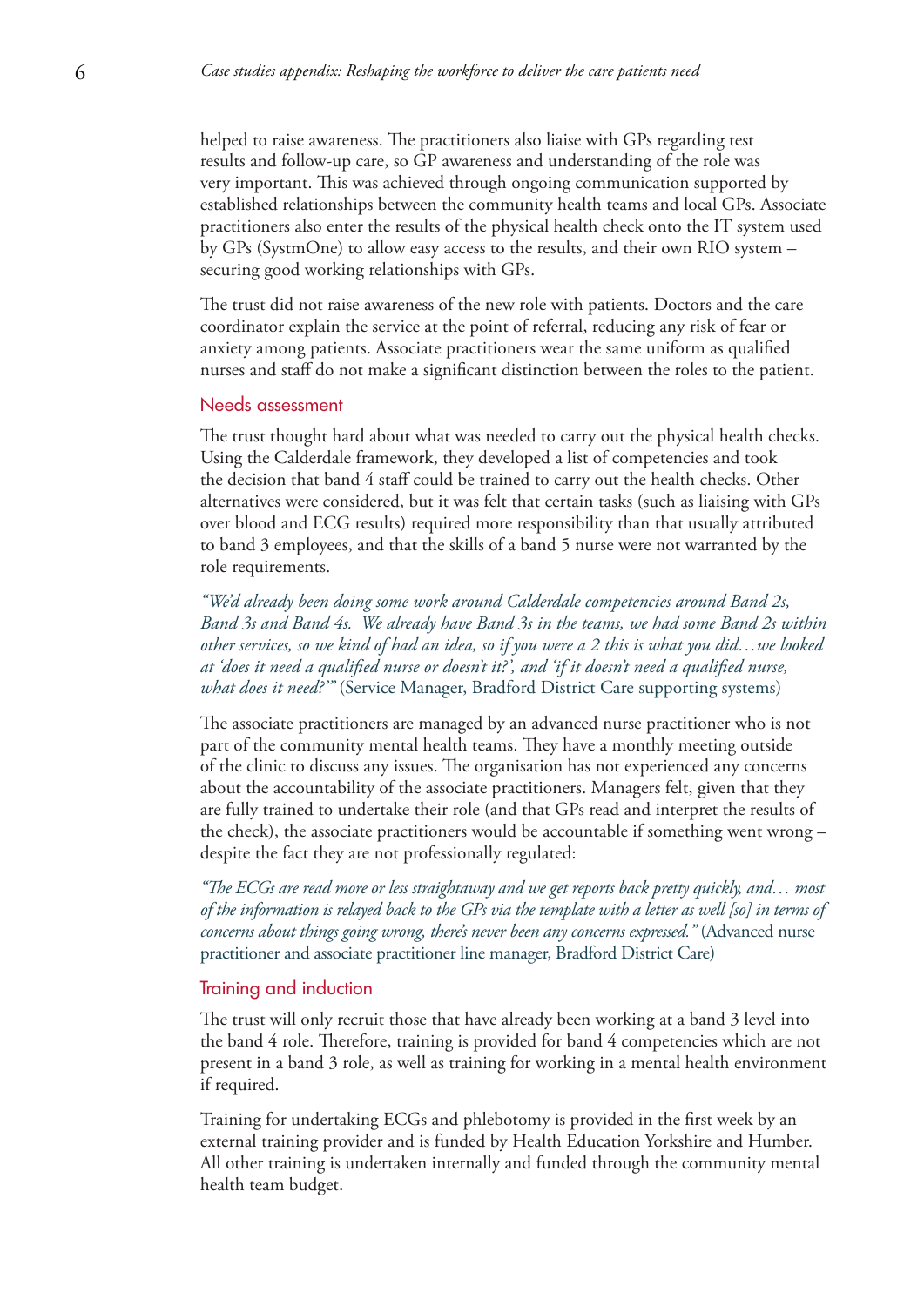helped to raise awareness. The practitioners also liaise with GPs regarding test results and follow-up care, so GP awareness and understanding of the role was very important. This was achieved through ongoing communication supported by established relationships between the community health teams and local GPs. Associate practitioners also enter the results of the physical health check onto the IT system used by GPs (SystmOne) to allow easy access to the results, and their own RIO system – securing good working relationships with GPs.

The trust did not raise awareness of the new role with patients. Doctors and the care coordinator explain the service at the point of referral, reducing any risk of fear or anxiety among patients. Associate practitioners wear the same uniform as qualified nurses and staff do not make a significant distinction between the roles to the patient.

## Needs assessment

The trust thought hard about what was needed to carry out the physical health checks. Using the Calderdale framework, they developed a list of competencies and took the decision that band 4 staff could be trained to carry out the health checks. Other alternatives were considered, but it was felt that certain tasks (such as liaising with GPs over blood and ECG results) required more responsibility than that usually attributed to band 3 employees, and that the skills of a band 5 nurse were not warranted by the role requirements.

*"We'd already been doing some work around Calderdale competencies around Band 2s, Band 3s and Band 4s. We already have Band 3s in the teams, we had some Band 2s within other services, so we kind of had an idea, so if you were a 2 this is what you did…we looked at 'does it need a qualified nurse or doesn't it?', and 'if it doesn't need a qualified nurse, what does it need?'"* (Service Manager, Bradford District Care supporting systems)

The associate practitioners are managed by an advanced nurse practitioner who is not part of the community mental health teams. They have a monthly meeting outside of the clinic to discuss any issues. The organisation has not experienced any concerns about the accountability of the associate practitioners. Managers felt, given that they are fully trained to undertake their role (and that GPs read and interpret the results of the check), the associate practitioners would be accountable if something went wrong – despite the fact they are not professionally regulated:

*"The ECGs are read more or less straightaway and we get reports back pretty quickly, and… most of the information is relayed back to the GPs via the template with a letter as well [so] in terms of concerns about things going wrong, there's never been any concerns expressed."* (Advanced nurse practitioner and associate practitioner line manager, Bradford District Care)

## Training and induction

The trust will only recruit those that have already been working at a band 3 level into the band 4 role. Therefore, training is provided for band 4 competencies which are not present in a band 3 role, as well as training for working in a mental health environment if required.

Training for undertaking ECGs and phlebotomy is provided in the first week by an external training provider and is funded by Health Education Yorkshire and Humber. All other training is undertaken internally and funded through the community mental health team budget.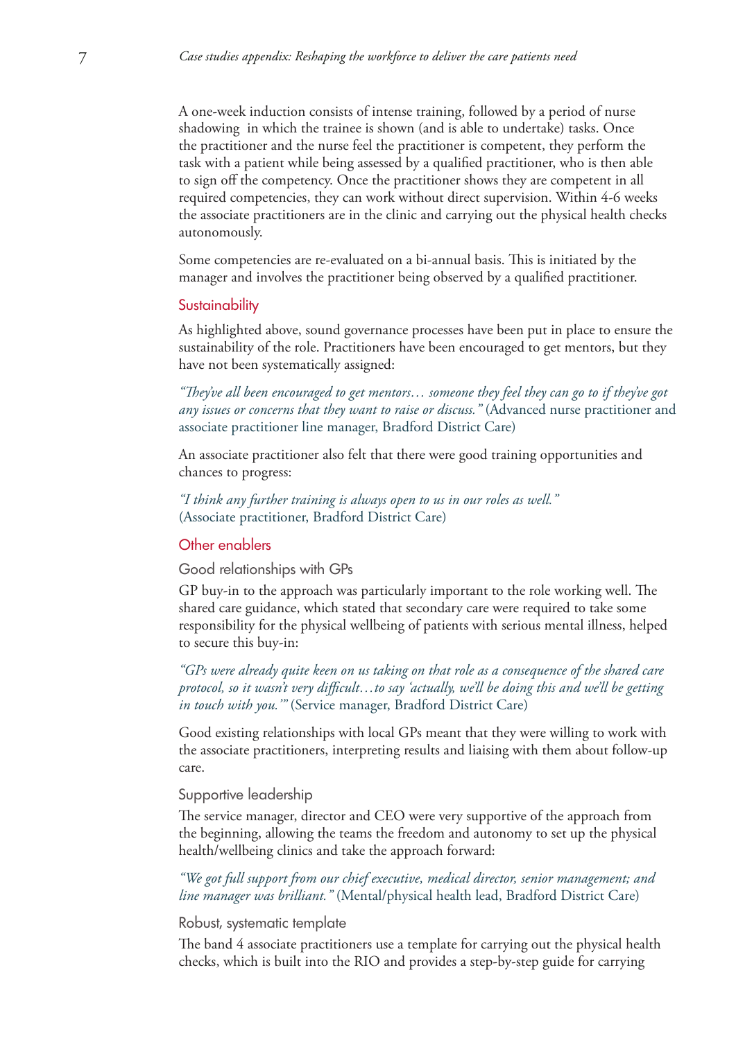A one-week induction consists of intense training, followed by a period of nurse shadowing in which the trainee is shown (and is able to undertake) tasks. Once the practitioner and the nurse feel the practitioner is competent, they perform the task with a patient while being assessed by a qualified practitioner, who is then able to sign off the competency. Once the practitioner shows they are competent in all required competencies, they can work without direct supervision. Within 4-6 weeks the associate practitioners are in the clinic and carrying out the physical health checks autonomously.

Some competencies are re-evaluated on a bi-annual basis. This is initiated by the manager and involves the practitioner being observed by a qualified practitioner.

## Sustainability

As highlighted above, sound governance processes have been put in place to ensure the sustainability of the role. Practitioners have been encouraged to get mentors, but they have not been systematically assigned:

*"They've all been encouraged to get mentors… someone they feel they can go to if they've got any issues or concerns that they want to raise or discuss."* (Advanced nurse practitioner and associate practitioner line manager, Bradford District Care)

An associate practitioner also felt that there were good training opportunities and chances to progress:

*"I think any further training is always open to us in our roles as well."* (Associate practitioner, Bradford District Care)

## Other enablers

### Good relationships with GPs

GP buy-in to the approach was particularly important to the role working well. The shared care guidance, which stated that secondary care were required to take some responsibility for the physical wellbeing of patients with serious mental illness, helped to secure this buy-in:

*"GPs were already quite keen on us taking on that role as a consequence of the shared care protocol, so it wasn't very difficult…to say 'actually, we'll be doing this and we'll be getting in touch with you.'"* (Service manager, Bradford District Care)

Good existing relationships with local GPs meant that they were willing to work with the associate practitioners, interpreting results and liaising with them about follow-up care.

### Supportive leadership

The service manager, director and CEO were very supportive of the approach from the beginning, allowing the teams the freedom and autonomy to set up the physical health/wellbeing clinics and take the approach forward:

*"We got full support from our chief executive, medical director, senior management; and line manager was brilliant."* (Mental/physical health lead, Bradford District Care)

### Robust, systematic template

The band 4 associate practitioners use a template for carrying out the physical health checks, which is built into the RIO and provides a step-by-step guide for carrying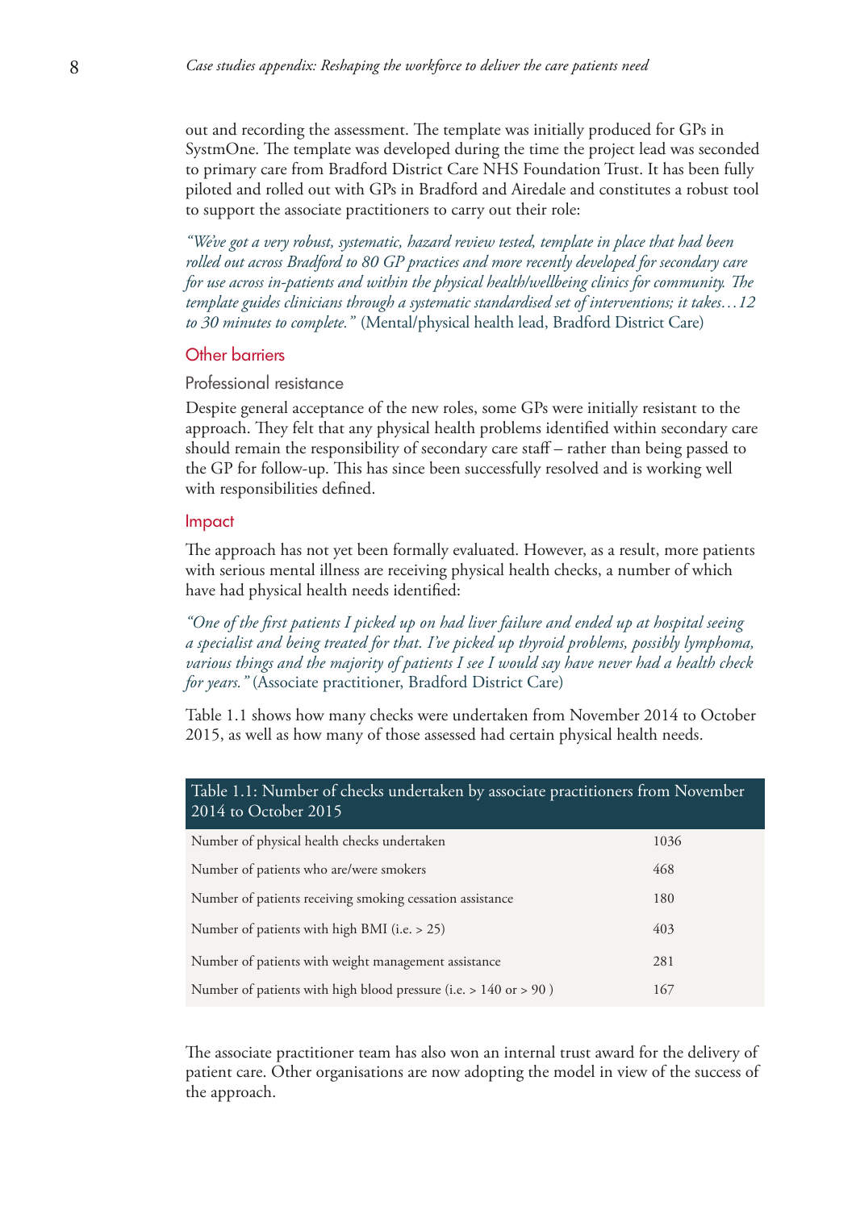out and recording the assessment. The template was initially produced for GPs in SystmOne. The template was developed during the time the project lead was seconded to primary care from Bradford District Care NHS Foundation Trust. It has been fully piloted and rolled out with GPs in Bradford and Airedale and constitutes a robust tool to support the associate practitioners to carry out their role:

*"We've got a very robust, systematic, hazard review tested, template in place that had been rolled out across Bradford to 80 GP practices and more recently developed for secondary care for use across in-patients and within the physical health/wellbeing clinics for community. The template guides clinicians through a systematic standardised set of interventions; it takes…12 to 30 minutes to complete."* (Mental/physical health lead, Bradford District Care)

## Other barriers

### Professional resistance

Despite general acceptance of the new roles, some GPs were initially resistant to the approach. They felt that any physical health problems identified within secondary care should remain the responsibility of secondary care staff – rather than being passed to the GP for follow-up. This has since been successfully resolved and is working well with responsibilities defined.

## Impact

The approach has not yet been formally evaluated. However, as a result, more patients with serious mental illness are receiving physical health checks, a number of which have had physical health needs identified:

*"One of the first patients I picked up on had liver failure and ended up at hospital seeing a specialist and being treated for that. I've picked up thyroid problems, possibly lymphoma, various things and the majority of patients I see I would say have never had a health check for years."* (Associate practitioner, Bradford District Care)

Table 1.1 shows how many checks were undertaken from November 2014 to October 2015, as well as how many of those assessed had certain physical health needs.

| Table 1.1: Number of checks undertaken by associate practitioners from November 2014 to October 2015 | |
|---|---|
| Number of physical health checks undertaken | 1036 |
| Number of patients who are/were smokers | 468 |
| Number of patients receiving smoking cessation assistance | 180 |
| Number of patients with high BMI (i.e. > 25) | 403 |
| Number of patients with weight management assistance | 281 |
| Number of patients with high blood pressure (i.e. > 140 or > 90 ) | 167 |

The associate practitioner team has also won an internal trust award for the delivery of patient care. Other organisations are now adopting the model in view of the success of the approach.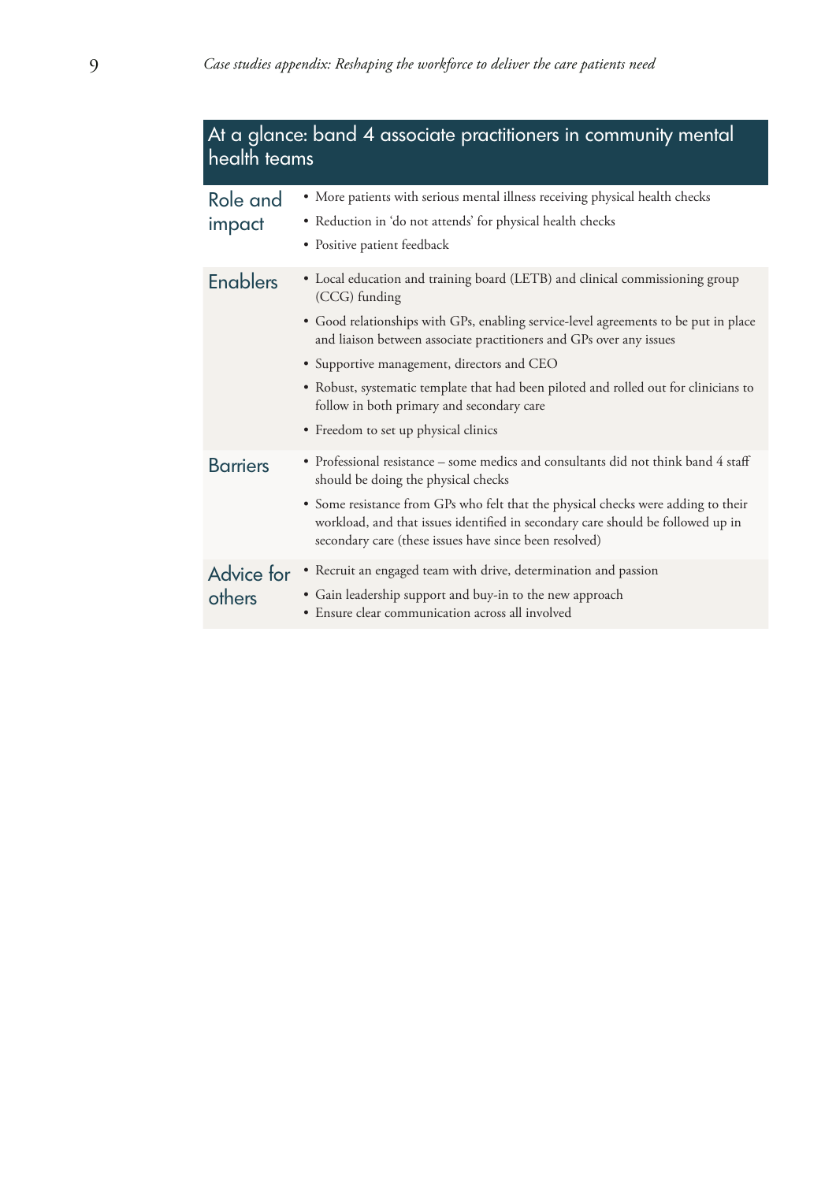## At a glance: band 4 associate practitioners in community mental health teams

| | |
|---|---|
| **Role and impact** | • More patients with serious mental illness receiving physical health checks<br>• Reduction in 'do not attends' for physical health checks<br>• Positive patient feedback |
| **Enablers** | • Local education and training board (LETB) and clinical commissioning group (CCG) funding<br>• Good relationships with GPs, enabling service-level agreements to be put in place and liaison between associate practitioners and GPs over any issues<br>• Supportive management, directors and CEO<br>• Robust, systematic template that had been piloted and rolled out for clinicians to follow in both primary and secondary care<br>• Freedom to set up physical clinics |
| **Barriers** | • Professional resistance – some medics and consultants did not think band 4 staff should be doing the physical checks<br>• Some resistance from GPs who felt that the physical checks were adding to their workload, and that issues identified in secondary care should be followed up in secondary care (these issues have since been resolved) |
| **Advice for others** | • Recruit an engaged team with drive, determination and passion<br>• Gain leadership support and buy-in to the new approach<br>• Ensure clear communication across all involved |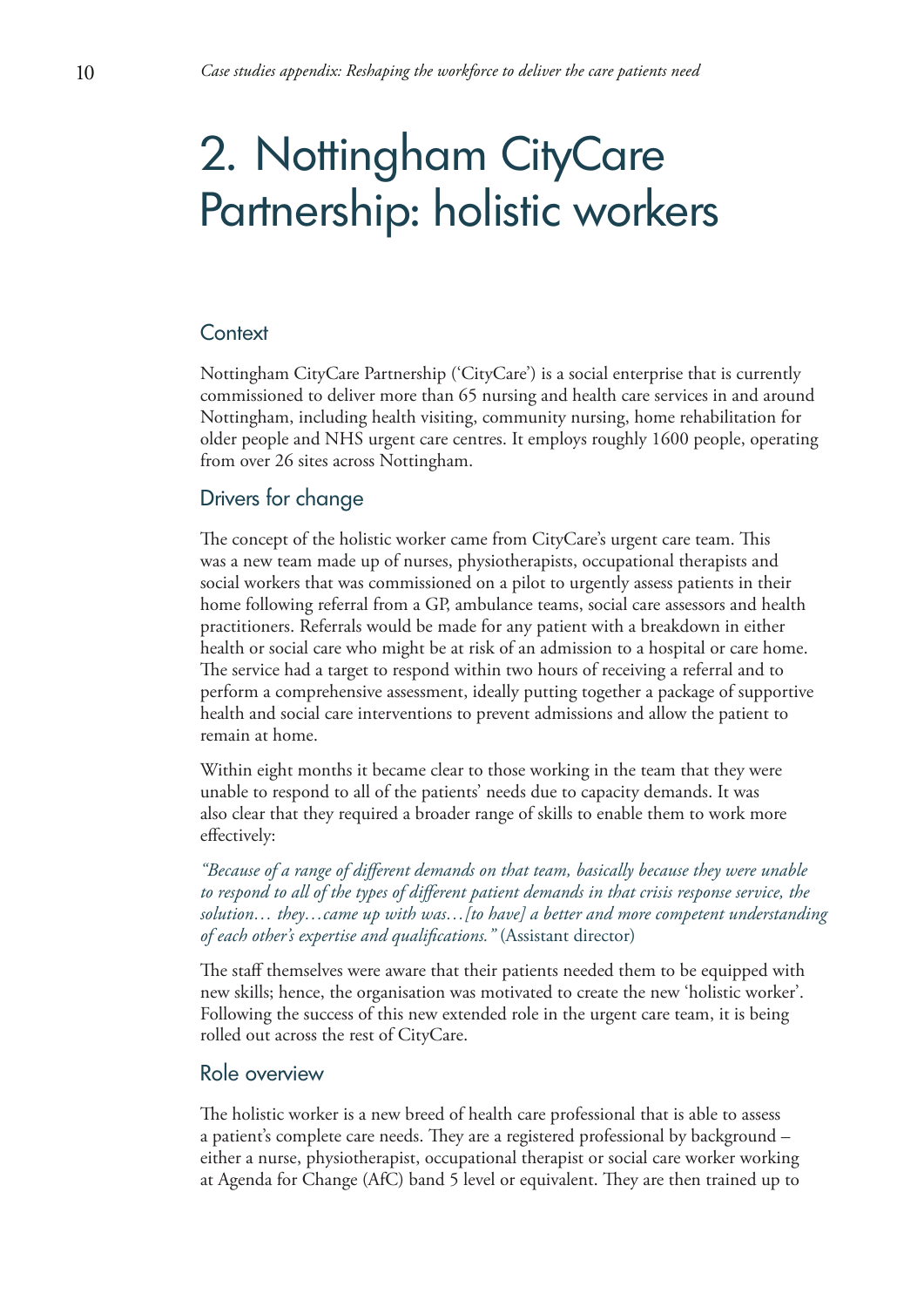# 2. Nottingham CityCare Partnership: holistic workers

## Context

Nottingham CityCare Partnership ('CityCare') is a social enterprise that is currently commissioned to deliver more than 65 nursing and health care services in and around Nottingham, including health visiting, community nursing, home rehabilitation for older people and NHS urgent care centres. It employs roughly 1600 people, operating from over 26 sites across Nottingham.

## Drivers for change

The concept of the holistic worker came from CityCare's urgent care team. This was a new team made up of nurses, physiotherapists, occupational therapists and social workers that was commissioned on a pilot to urgently assess patients in their home following referral from a GP, ambulance teams, social care assessors and health practitioners. Referrals would be made for any patient with a breakdown in either health or social care who might be at risk of an admission to a hospital or care home. The service had a target to respond within two hours of receiving a referral and to perform a comprehensive assessment, ideally putting together a package of supportive health and social care interventions to prevent admissions and allow the patient to remain at home.

Within eight months it became clear to those working in the team that they were unable to respond to all of the patients' needs due to capacity demands. It was also clear that they required a broader range of skills to enable them to work more effectively:

*"Because of a range of different demands on that team, basically because they were unable to respond to all of the types of different patient demands in that crisis response service, the solution… they…came up with was…[to have] a better and more competent understanding of each other's expertise and qualifications."* (Assistant director)

The staff themselves were aware that their patients needed them to be equipped with new skills; hence, the organisation was motivated to create the new 'holistic worker'. Following the success of this new extended role in the urgent care team, it is being rolled out across the rest of CityCare.

## Role overview

The holistic worker is a new breed of health care professional that is able to assess a patient's complete care needs. They are a registered professional by background – either a nurse, physiotherapist, occupational therapist or social care worker working at Agenda for Change (AfC) band 5 level or equivalent. They are then trained up to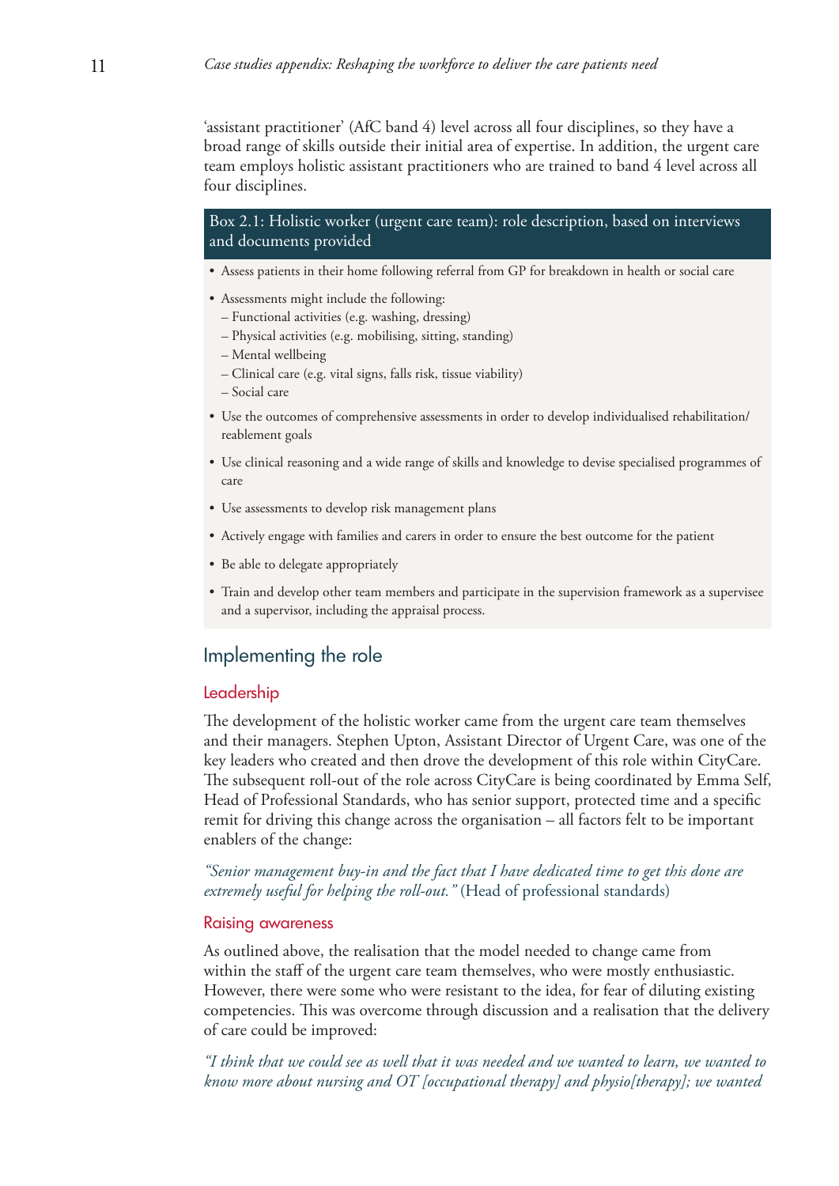'assistant practitioner' (AfC band 4) level across all four disciplines, so they have a broad range of skills outside their initial area of expertise. In addition, the urgent care team employs holistic assistant practitioners who are trained to band 4 level across all four disciplines.

**Box 2.1: Holistic worker (urgent care team): role description, based on interviews and documents provided**

- Assess patients in their home following referral from GP for breakdown in health or social care
- Assessments might include the following:
  - Functional activities (e.g. washing, dressing)
  - Physical activities (e.g. mobilising, sitting, standing)
  - Mental wellbeing
  - Clinical care (e.g. vital signs, falls risk, tissue viability)
  - Social care
- Use the outcomes of comprehensive assessments in order to develop individualised rehabilitation/reablement goals
- Use clinical reasoning and a wide range of skills and knowledge to devise specialised programmes of care
- Use assessments to develop risk management plans
- Actively engage with families and carers in order to ensure the best outcome for the patient
- Be able to delegate appropriately
- Train and develop other team members and participate in the supervision framework as a supervisee and a supervisor, including the appraisal process.

## Implementing the role

### Leadership

The development of the holistic worker came from the urgent care team themselves and their managers. Stephen Upton, Assistant Director of Urgent Care, was one of the key leaders who created and then drove the development of this role within CityCare. The subsequent roll-out of the role across CityCare is being coordinated by Emma Self, Head of Professional Standards, who has senior support, protected time and a specific remit for driving this change across the organisation – all factors felt to be important enablers of the change:

*"Senior management buy-in and the fact that I have dedicated time to get this done are extremely useful for helping the roll-out."* (Head of professional standards)

### Raising awareness

As outlined above, the realisation that the model needed to change came from within the staff of the urgent care team themselves, who were mostly enthusiastic. However, there were some who were resistant to the idea, for fear of diluting existing competencies. This was overcome through discussion and a realisation that the delivery of care could be improved:

*"I think that we could see as well that it was needed and we wanted to learn, we wanted to know more about nursing and OT [occupational therapy] and physio[therapy]; we wanted*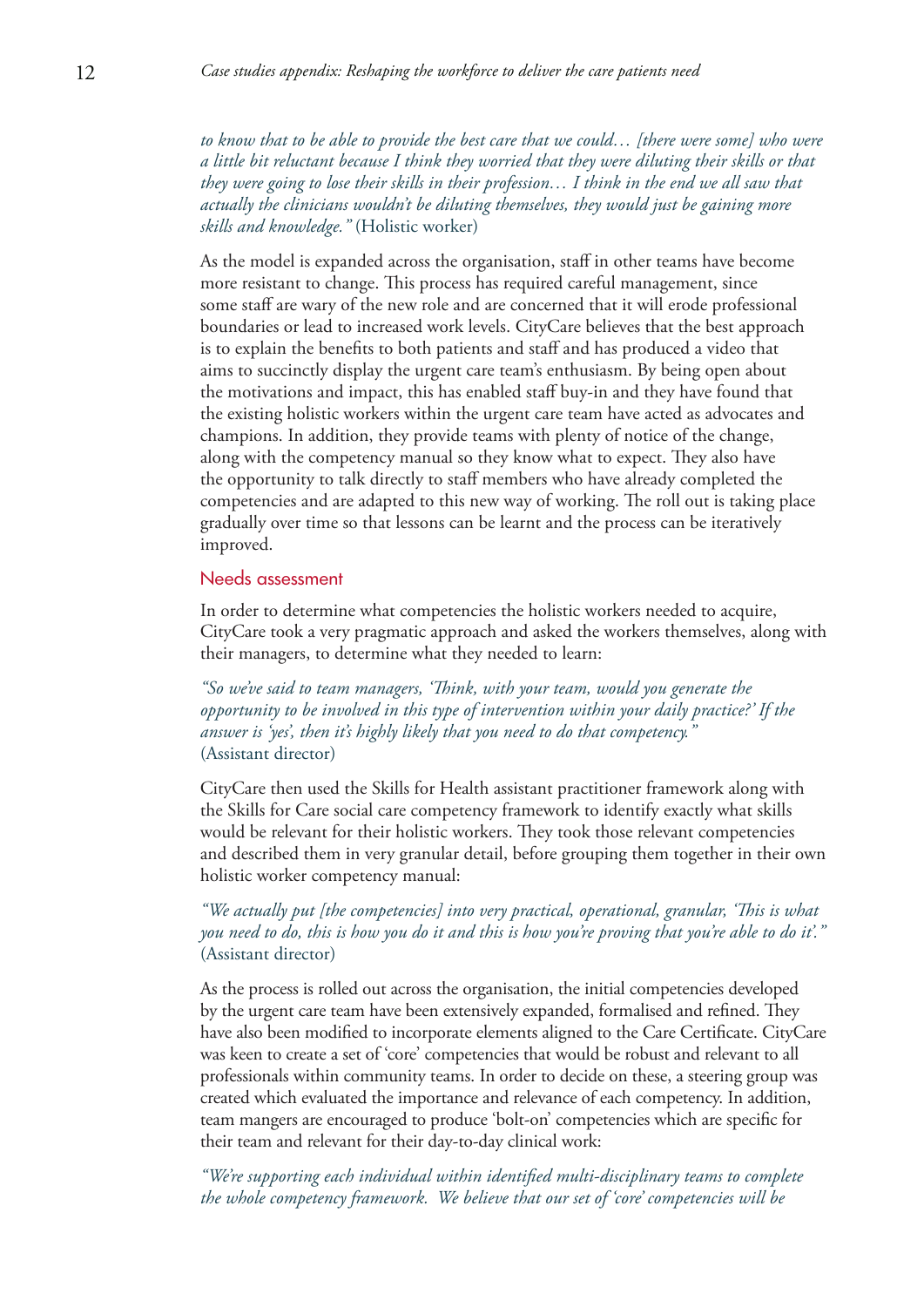*to know that to be able to provide the best care that we could… [there were some] who were a little bit reluctant because I think they worried that they were diluting their skills or that they were going to lose their skills in their profession… I think in the end we all saw that actually the clinicians wouldn't be diluting themselves, they would just be gaining more skills and knowledge."* (Holistic worker)

As the model is expanded across the organisation, staff in other teams have become more resistant to change. This process has required careful management, since some staff are wary of the new role and are concerned that it will erode professional boundaries or lead to increased work levels. CityCare believes that the best approach is to explain the benefits to both patients and staff and has produced a video that aims to succinctly display the urgent care team's enthusiasm. By being open about the motivations and impact, this has enabled staff buy-in and they have found that the existing holistic workers within the urgent care team have acted as advocates and champions. In addition, they provide teams with plenty of notice of the change, along with the competency manual so they know what to expect. They also have the opportunity to talk directly to staff members who have already completed the competencies and are adapted to this new way of working. The roll out is taking place gradually over time so that lessons can be learnt and the process can be iteratively improved.

### Needs assessment

In order to determine what competencies the holistic workers needed to acquire, CityCare took a very pragmatic approach and asked the workers themselves, along with their managers, to determine what they needed to learn:

*"So we've said to team managers, 'Think, with your team, would you generate the opportunity to be involved in this type of intervention within your daily practice?' If the answer is 'yes', then it's highly likely that you need to do that competency."* (Assistant director)

CityCare then used the Skills for Health assistant practitioner framework along with the Skills for Care social care competency framework to identify exactly what skills would be relevant for their holistic workers. They took those relevant competencies and described them in very granular detail, before grouping them together in their own holistic worker competency manual:

*"We actually put [the competencies] into very practical, operational, granular, 'This is what you need to do, this is how you do it and this is how you're proving that you're able to do it'."* (Assistant director)

As the process is rolled out across the organisation, the initial competencies developed by the urgent care team have been extensively expanded, formalised and refined. They have also been modified to incorporate elements aligned to the Care Certificate. CityCare was keen to create a set of 'core' competencies that would be robust and relevant to all professionals within community teams. In order to decide on these, a steering group was created which evaluated the importance and relevance of each competency. In addition, team mangers are encouraged to produce 'bolt-on' competencies which are specific for their team and relevant for their day-to-day clinical work:

*"We're supporting each individual within identified multi-disciplinary teams to complete the whole competency framework. We believe that our set of 'core' competencies will be*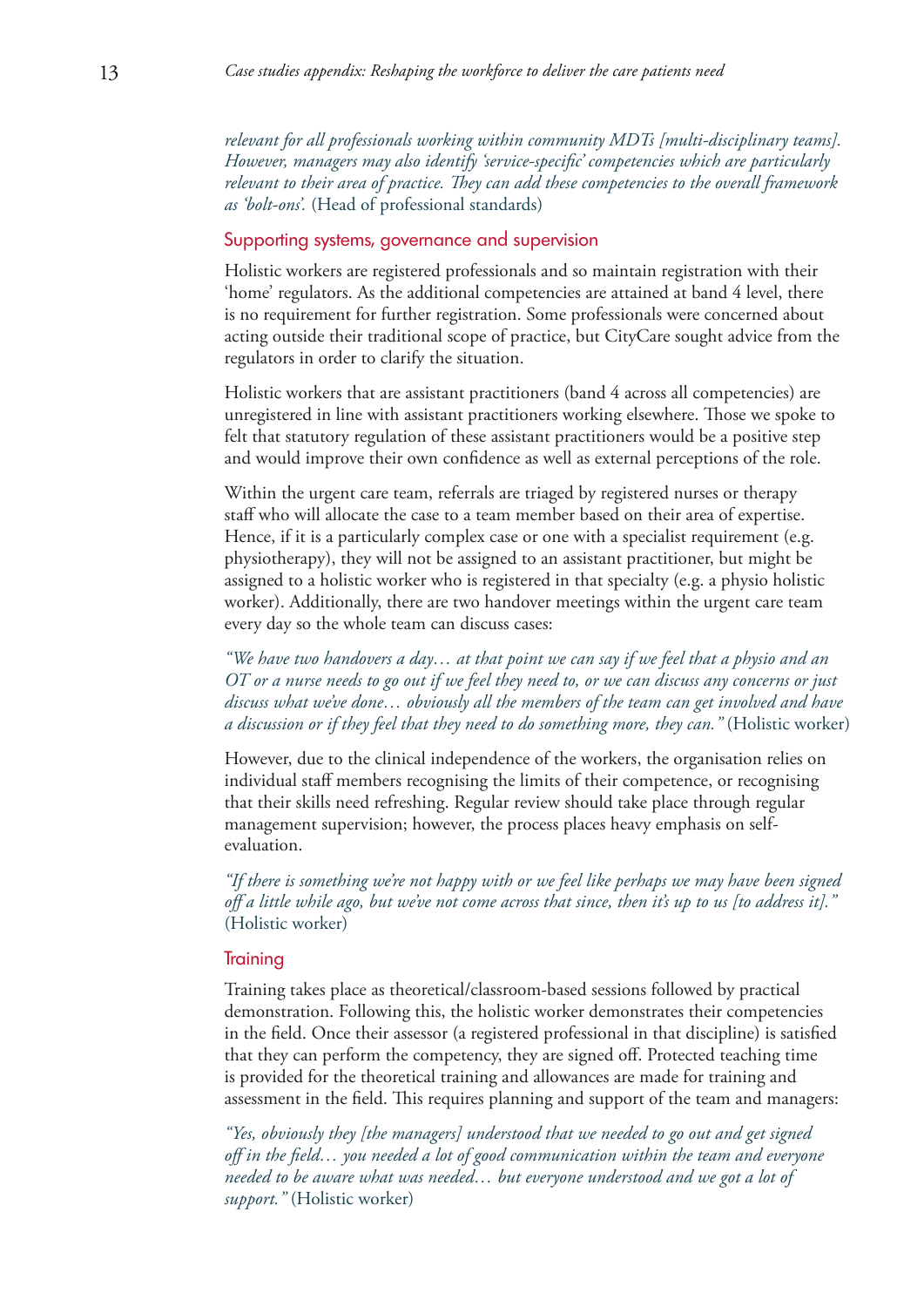*relevant for all professionals working within community MDTs [multi-disciplinary teams]. However, managers may also identify 'service-specific' competencies which are particularly relevant to their area of practice. They can add these competencies to the overall framework as 'bolt-ons'.* (Head of professional standards)

### Supporting systems, governance and supervision

Holistic workers are registered professionals and so maintain registration with their 'home' regulators. As the additional competencies are attained at band 4 level, there is no requirement for further registration. Some professionals were concerned about acting outside their traditional scope of practice, but CityCare sought advice from the regulators in order to clarify the situation.

Holistic workers that are assistant practitioners (band 4 across all competencies) are unregistered in line with assistant practitioners working elsewhere. Those we spoke to felt that statutory regulation of these assistant practitioners would be a positive step and would improve their own confidence as well as external perceptions of the role.

Within the urgent care team, referrals are triaged by registered nurses or therapy staff who will allocate the case to a team member based on their area of expertise. Hence, if it is a particularly complex case or one with a specialist requirement (e.g. physiotherapy), they will not be assigned to an assistant practitioner, but might be assigned to a holistic worker who is registered in that specialty (e.g. a physio holistic worker). Additionally, there are two handover meetings within the urgent care team every day so the whole team can discuss cases:

*"We have two handovers a day… at that point we can say if we feel that a physio and an OT or a nurse needs to go out if we feel they need to, or we can discuss any concerns or just discuss what we've done… obviously all the members of the team can get involved and have a discussion or if they feel that they need to do something more, they can."* (Holistic worker)

However, due to the clinical independence of the workers, the organisation relies on individual staff members recognising the limits of their competence, or recognising that their skills need refreshing. Regular review should take place through regular management supervision; however, the process places heavy emphasis on self-evaluation.

*"If there is something we're not happy with or we feel like perhaps we may have been signed off a little while ago, but we've not come across that since, then it's up to us [to address it]."* (Holistic worker)

### Training

Training takes place as theoretical/classroom-based sessions followed by practical demonstration. Following this, the holistic worker demonstrates their competencies in the field. Once their assessor (a registered professional in that discipline) is satisfied that they can perform the competency, they are signed off. Protected teaching time is provided for the theoretical training and allowances are made for training and assessment in the field. This requires planning and support of the team and managers:

*"Yes, obviously they [the managers] understood that we needed to go out and get signed off in the field… you needed a lot of good communication within the team and everyone needed to be aware what was needed… but everyone understood and we got a lot of support."* (Holistic worker)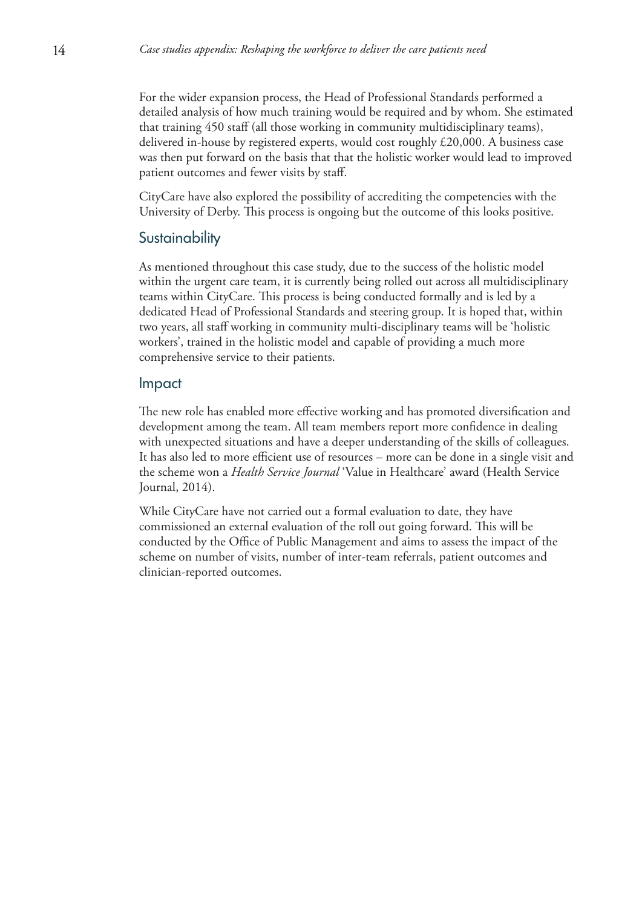For the wider expansion process, the Head of Professional Standards performed a detailed analysis of how much training would be required and by whom. She estimated that training 450 staff (all those working in community multidisciplinary teams), delivered in-house by registered experts, would cost roughly £20,000. A business case was then put forward on the basis that that the holistic worker would lead to improved patient outcomes and fewer visits by staff.

CityCare have also explored the possibility of accrediting the competencies with the University of Derby. This process is ongoing but the outcome of this looks positive.

## Sustainability

As mentioned throughout this case study, due to the success of the holistic model within the urgent care team, it is currently being rolled out across all multidisciplinary teams within CityCare. This process is being conducted formally and is led by a dedicated Head of Professional Standards and steering group. It is hoped that, within two years, all staff working in community multi-disciplinary teams will be 'holistic workers', trained in the holistic model and capable of providing a much more comprehensive service to their patients.

## Impact

The new role has enabled more effective working and has promoted diversification and development among the team. All team members report more confidence in dealing with unexpected situations and have a deeper understanding of the skills of colleagues. It has also led to more efficient use of resources – more can be done in a single visit and the scheme won a *Health Service Journal* 'Value in Healthcare' award (Health Service Journal, 2014).

While CityCare have not carried out a formal evaluation to date, they have commissioned an external evaluation of the roll out going forward. This will be conducted by the Office of Public Management and aims to assess the impact of the scheme on number of visits, number of inter-team referrals, patient outcomes and clinician-reported outcomes.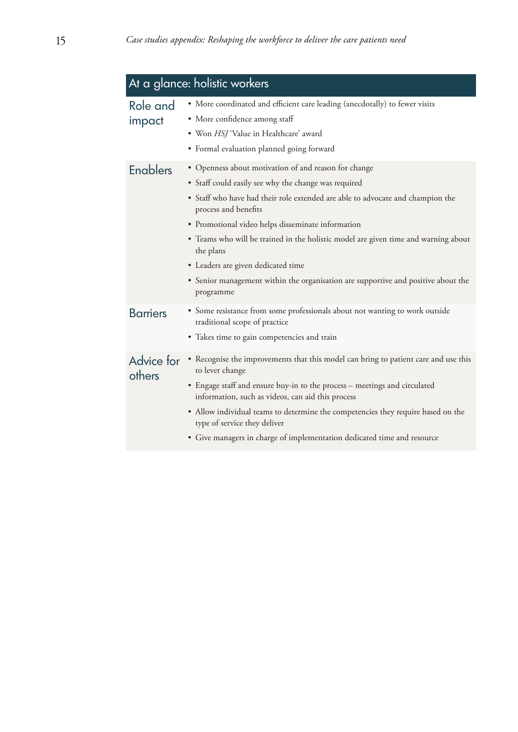## At a glance: holistic workers

### Role and impact

- More coordinated and efficient care leading (anecdotally) to fewer visits
- More confidence among staff
- Won *HSJ* 'Value in Healthcare' award
- Formal evaluation planned going forward

### Enablers

- Openness about motivation of and reason for change
- Staff could easily see why the change was required
- Staff who have had their role extended are able to advocate and champion the process and benefits
- Promotional video helps disseminate information
- Teams who will be trained in the holistic model are given time and warning about the plans
- Leaders are given dedicated time
- Senior management within the organisation are supportive and positive about the programme

### Barriers

- Some resistance from some professionals about not wanting to work outside traditional scope of practice
- Takes time to gain competencies and train

### Advice for others

- Recognise the improvements that this model can bring to patient care and use this to lever change
- Engage staff and ensure buy-in to the process – meetings and circulated information, such as videos, can aid this process
- Allow individual teams to determine the competencies they require based on the type of service they deliver
- Give managers in charge of implementation dedicated time and resource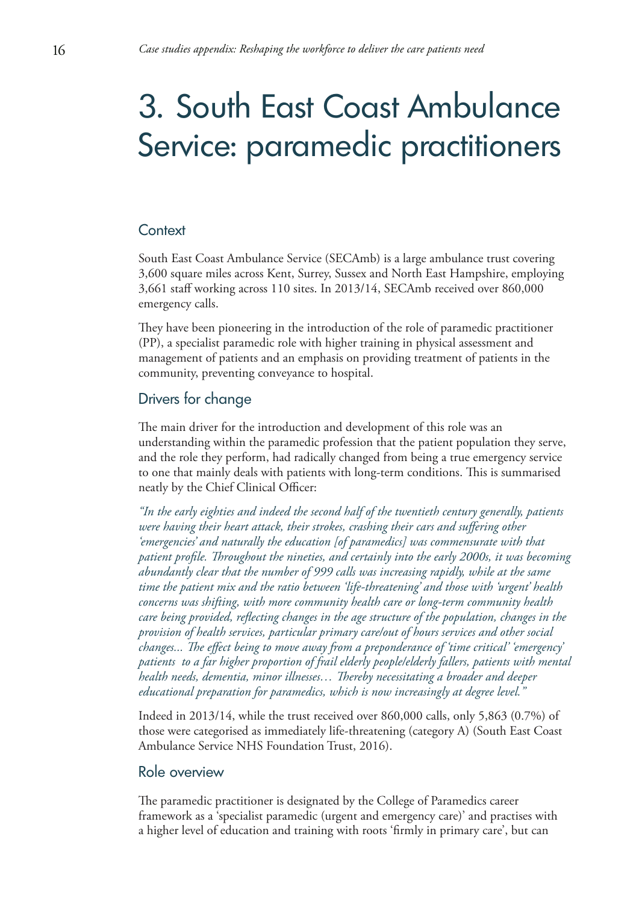# 3. South East Coast Ambulance Service: paramedic practitioners

## Context

South East Coast Ambulance Service (SECAmb) is a large ambulance trust covering 3,600 square miles across Kent, Surrey, Sussex and North East Hampshire, employing 3,661 staff working across 110 sites. In 2013/14, SECAmb received over 860,000 emergency calls.

They have been pioneering in the introduction of the role of paramedic practitioner (PP), a specialist paramedic role with higher training in physical assessment and management of patients and an emphasis on providing treatment of patients in the community, preventing conveyance to hospital.

## Drivers for change

The main driver for the introduction and development of this role was an understanding within the paramedic profession that the patient population they serve, and the role they perform, had radically changed from being a true emergency service to one that mainly deals with patients with long-term conditions. This is summarised neatly by the Chief Clinical Officer:

*"In the early eighties and indeed the second half of the twentieth century generally, patients were having their heart attack, their strokes, crashing their cars and suffering other 'emergencies' and naturally the education [of paramedics] was commensurate with that patient profile. Throughout the nineties, and certainly into the early 2000s, it was becoming abundantly clear that the number of 999 calls was increasing rapidly, while at the same time the patient mix and the ratio between 'life-threatening' and those with 'urgent' health concerns was shifting, with more community health care or long-term community health care being provided, reflecting changes in the age structure of the population, changes in the provision of health services, particular primary care/out of hours services and other social changes... The effect being to move away from a preponderance of 'time critical' 'emergency' patients to a far higher proportion of frail elderly people/elderly fallers, patients with mental health needs, dementia, minor illnesses… Thereby necessitating a broader and deeper educational preparation for paramedics, which is now increasingly at degree level."*

Indeed in 2013/14, while the trust received over 860,000 calls, only 5,863 (0.7%) of those were categorised as immediately life-threatening (category A) (South East Coast Ambulance Service NHS Foundation Trust, 2016).

## Role overview

The paramedic practitioner is designated by the College of Paramedics career framework as a 'specialist paramedic (urgent and emergency care)' and practises with a higher level of education and training with roots 'firmly in primary care', but can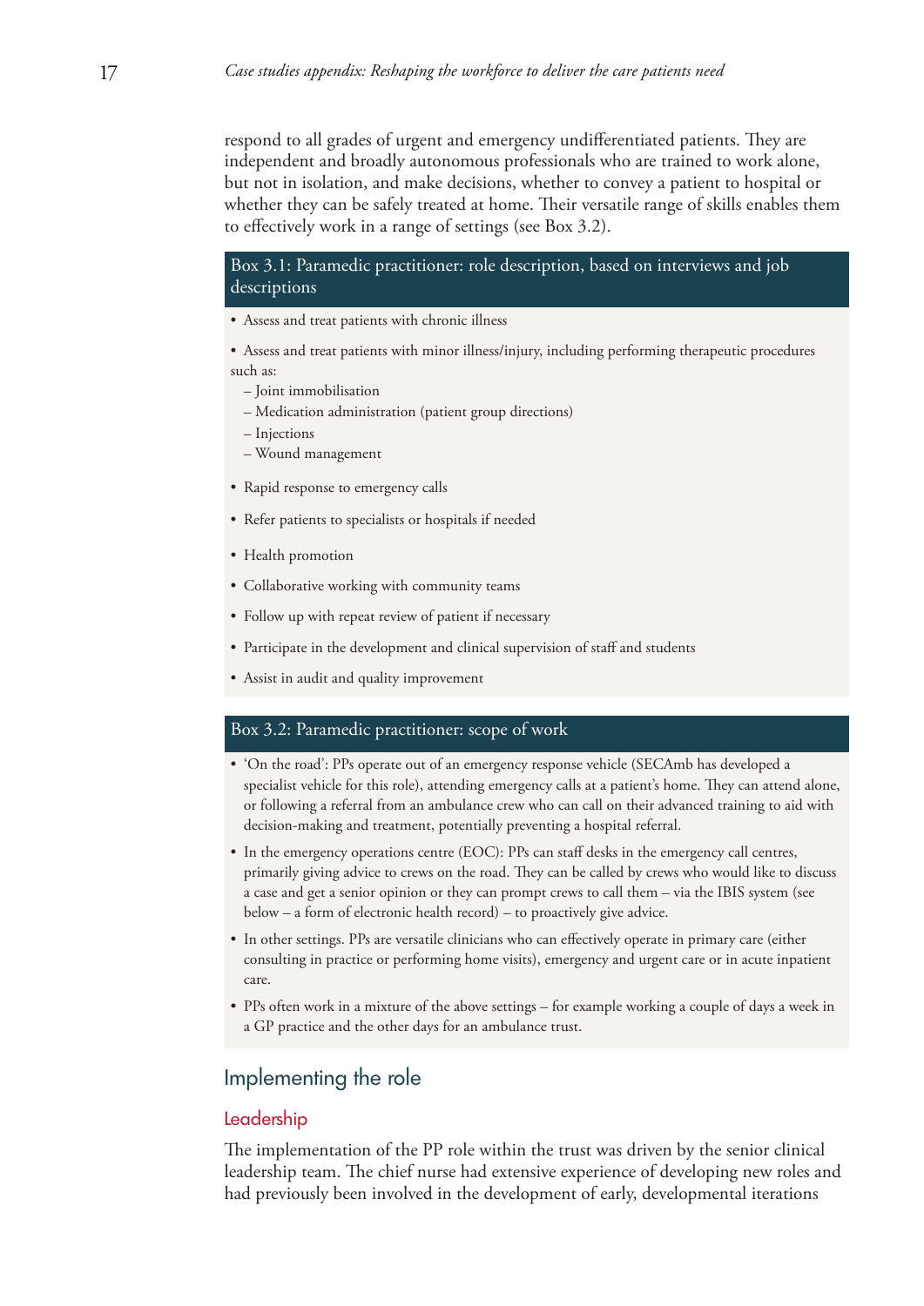respond to all grades of urgent and emergency undifferentiated patients. They are independent and broadly autonomous professionals who are trained to work alone, but not in isolation, and make decisions, whether to convey a patient to hospital or whether they can be safely treated at home. Their versatile range of skills enables them to effectively work in a range of settings (see Box 3.2).

**Box 3.1: Paramedic practitioner: role description, based on interviews and job descriptions**

- Assess and treat patients with chronic illness
- Assess and treat patients with minor illness/injury, including performing therapeutic procedures such as:
  - Joint immobilisation
  - Medication administration (patient group directions)
  - Injections
  - Wound management
- Rapid response to emergency calls
- Refer patients to specialists or hospitals if needed
- Health promotion
- Collaborative working with community teams
- Follow up with repeat review of patient if necessary
- Participate in the development and clinical supervision of staff and students
- Assist in audit and quality improvement

**Box 3.2: Paramedic practitioner: scope of work**

- 'On the road': PPs operate out of an emergency response vehicle (SECAmb has developed a specialist vehicle for this role), attending emergency calls at a patient's home. They can attend alone, or following a referral from an ambulance crew who can call on their advanced training to aid with decision-making and treatment, potentially preventing a hospital referral.
- In the emergency operations centre (EOC): PPs can staff desks in the emergency call centres, primarily giving advice to crews on the road. They can be called by crews who would like to discuss a case and get a senior opinion or they can prompt crews to call them – via the IBIS system (see below – a form of electronic health record) – to proactively give advice.
- In other settings. PPs are versatile clinicians who can effectively operate in primary care (either consulting in practice or performing home visits), emergency and urgent care or in acute inpatient care.
- PPs often work in a mixture of the above settings – for example working a couple of days a week in a GP practice and the other days for an ambulance trust.

## Implementing the role

### Leadership

The implementation of the PP role within the trust was driven by the senior clinical leadership team. The chief nurse had extensive experience of developing new roles and had previously been involved in the development of early, developmental iterations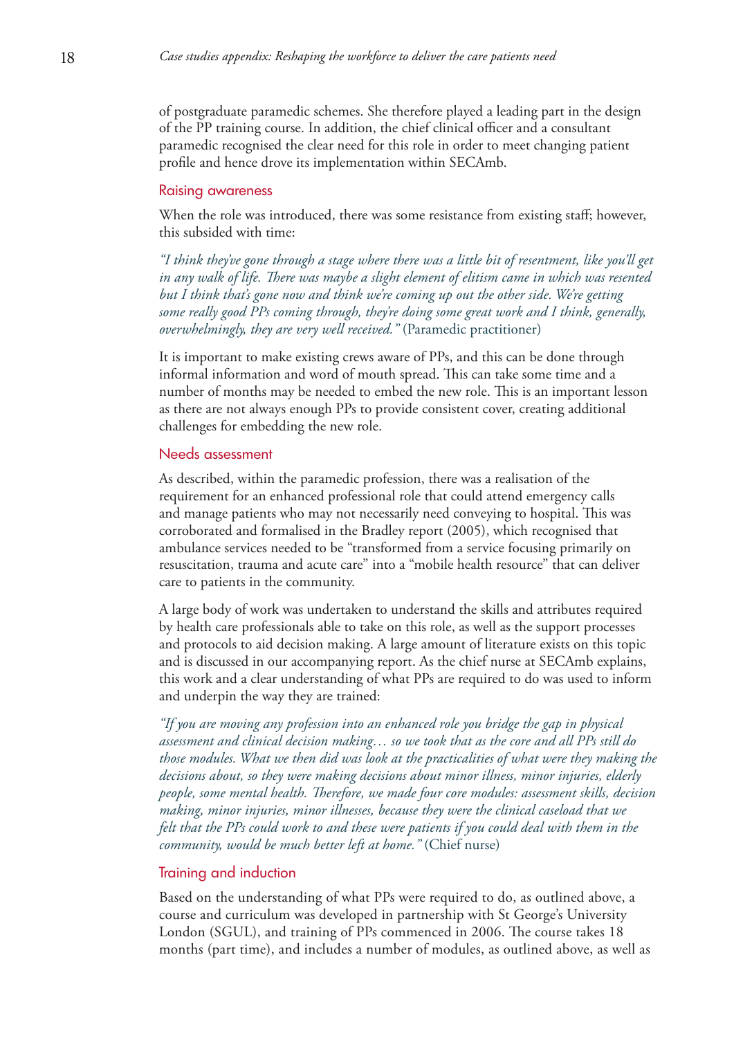of postgraduate paramedic schemes. She therefore played a leading part in the design of the PP training course. In addition, the chief clinical officer and a consultant paramedic recognised the clear need for this role in order to meet changing patient profile and hence drove its implementation within SECAmb.

### Raising awareness

When the role was introduced, there was some resistance from existing staff; however, this subsided with time:

*"I think they've gone through a stage where there was a little bit of resentment, like you'll get in any walk of life. There was maybe a slight element of elitism came in which was resented but I think that's gone now and think we're coming up out the other side. We're getting some really good PPs coming through, they're doing some great work and I think, generally, overwhelmingly, they are very well received."* (Paramedic practitioner)

It is important to make existing crews aware of PPs, and this can be done through informal information and word of mouth spread. This can take some time and a number of months may be needed to embed the new role. This is an important lesson as there are not always enough PPs to provide consistent cover, creating additional challenges for embedding the new role.

### Needs assessment

As described, within the paramedic profession, there was a realisation of the requirement for an enhanced professional role that could attend emergency calls and manage patients who may not necessarily need conveying to hospital. This was corroborated and formalised in the Bradley report (2005), which recognised that ambulance services needed to be "transformed from a service focusing primarily on resuscitation, trauma and acute care" into a "mobile health resource" that can deliver care to patients in the community.

A large body of work was undertaken to understand the skills and attributes required by health care professionals able to take on this role, as well as the support processes and protocols to aid decision making. A large amount of literature exists on this topic and is discussed in our accompanying report. As the chief nurse at SECAmb explains, this work and a clear understanding of what PPs are required to do was used to inform and underpin the way they are trained:

*"If you are moving any profession into an enhanced role you bridge the gap in physical assessment and clinical decision making… so we took that as the core and all PPs still do those modules. What we then did was look at the practicalities of what were they making the decisions about, so they were making decisions about minor illness, minor injuries, elderly people, some mental health. Therefore, we made four core modules: assessment skills, decision making, minor injuries, minor illnesses, because they were the clinical caseload that we felt that the PPs could work to and these were patients if you could deal with them in the community, would be much better left at home."* (Chief nurse)

### Training and induction

Based on the understanding of what PPs were required to do, as outlined above, a course and curriculum was developed in partnership with St George's University London (SGUL), and training of PPs commenced in 2006. The course takes 18 months (part time), and includes a number of modules, as outlined above, as well as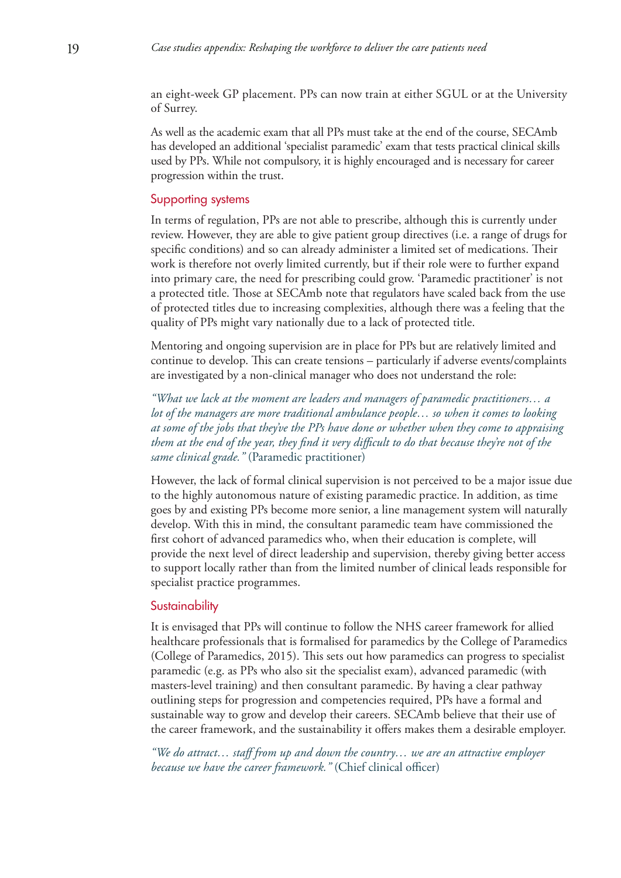an eight-week GP placement. PPs can now train at either SGUL or at the University of Surrey.

As well as the academic exam that all PPs must take at the end of the course, SECAmb has developed an additional 'specialist paramedic' exam that tests practical clinical skills used by PPs. While not compulsory, it is highly encouraged and is necessary for career progression within the trust.

### Supporting systems

In terms of regulation, PPs are not able to prescribe, although this is currently under review. However, they are able to give patient group directives (i.e. a range of drugs for specific conditions) and so can already administer a limited set of medications. Their work is therefore not overly limited currently, but if their role were to further expand into primary care, the need for prescribing could grow. 'Paramedic practitioner' is not a protected title. Those at SECAmb note that regulators have scaled back from the use of protected titles due to increasing complexities, although there was a feeling that the quality of PPs might vary nationally due to a lack of protected title.

Mentoring and ongoing supervision are in place for PPs but are relatively limited and continue to develop. This can create tensions – particularly if adverse events/complaints are investigated by a non-clinical manager who does not understand the role:

*"What we lack at the moment are leaders and managers of paramedic practitioners… a lot of the managers are more traditional ambulance people… so when it comes to looking at some of the jobs that they've the PPs have done or whether when they come to appraising them at the end of the year, they find it very difficult to do that because they're not of the same clinical grade."* (Paramedic practitioner)

However, the lack of formal clinical supervision is not perceived to be a major issue due to the highly autonomous nature of existing paramedic practice. In addition, as time goes by and existing PPs become more senior, a line management system will naturally develop. With this in mind, the consultant paramedic team have commissioned the first cohort of advanced paramedics who, when their education is complete, will provide the next level of direct leadership and supervision, thereby giving better access to support locally rather than from the limited number of clinical leads responsible for specialist practice programmes.

### Sustainability

It is envisaged that PPs will continue to follow the NHS career framework for allied healthcare professionals that is formalised for paramedics by the College of Paramedics (College of Paramedics, 2015). This sets out how paramedics can progress to specialist paramedic (e.g. as PPs who also sit the specialist exam), advanced paramedic (with masters-level training) and then consultant paramedic. By having a clear pathway outlining steps for progression and competencies required, PPs have a formal and sustainable way to grow and develop their careers. SECAmb believe that their use of the career framework, and the sustainability it offers makes them a desirable employer.

*"We do attract… staff from up and down the country… we are an attractive employer because we have the career framework."* (Chief clinical officer)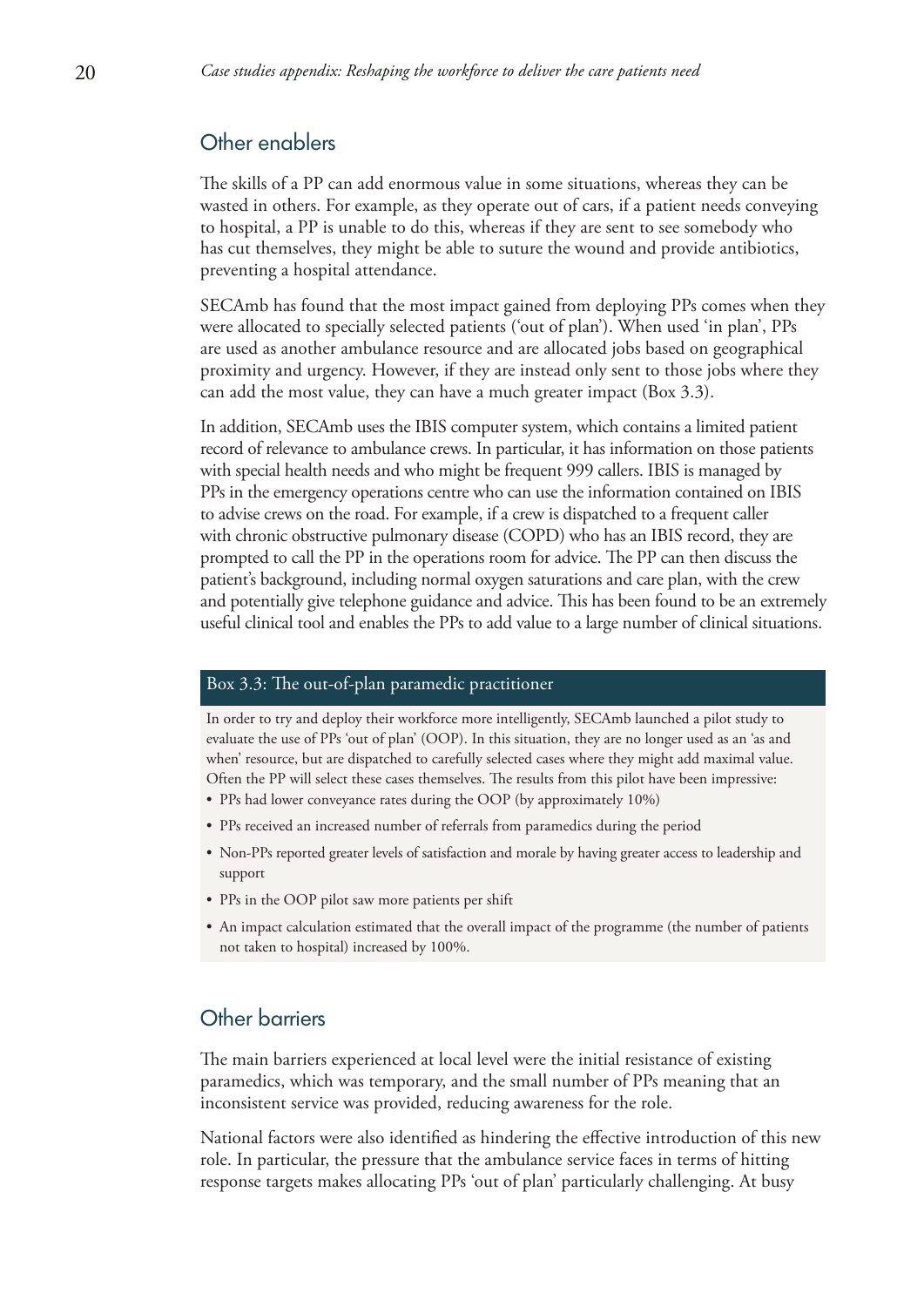## Other enablers

The skills of a PP can add enormous value in some situations, whereas they can be wasted in others. For example, as they operate out of cars, if a patient needs conveying to hospital, a PP is unable to do this, whereas if they are sent to see somebody who has cut themselves, they might be able to suture the wound and provide antibiotics, preventing a hospital attendance.

SECAmb has found that the most impact gained from deploying PPs comes when they were allocated to specially selected patients ('out of plan'). When used 'in plan', PPs are used as another ambulance resource and are allocated jobs based on geographical proximity and urgency. However, if they are instead only sent to those jobs where they can add the most value, they can have a much greater impact (Box 3.3).

In addition, SECAmb uses the IBIS computer system, which contains a limited patient record of relevance to ambulance crews. In particular, it has information on those patients with special health needs and who might be frequent 999 callers. IBIS is managed by PPs in the emergency operations centre who can use the information contained on IBIS to advise crews on the road. For example, if a crew is dispatched to a frequent caller with chronic obstructive pulmonary disease (COPD) who has an IBIS record, they are prompted to call the PP in the operations room for advice. The PP can then discuss the patient's background, including normal oxygen saturations and care plan, with the crew and potentially give telephone guidance and advice. This has been found to be an extremely useful clinical tool and enables the PPs to add value to a large number of clinical situations.

### Box 3.3: The out-of-plan paramedic practitioner

In order to try and deploy their workforce more intelligently, SECAmb launched a pilot study to evaluate the use of PPs 'out of plan' (OOP). In this situation, they are no longer used as an 'as and when' resource, but are dispatched to carefully selected cases where they might add maximal value. Often the PP will select these cases themselves. The results from this pilot have been impressive:

- PPs had lower conveyance rates during the OOP (by approximately 10%)
- PPs received an increased number of referrals from paramedics during the period
- Non-PPs reported greater levels of satisfaction and morale by having greater access to leadership and support
- PPs in the OOP pilot saw more patients per shift
- An impact calculation estimated that the overall impact of the programme (the number of patients not taken to hospital) increased by 100%.

## Other barriers

The main barriers experienced at local level were the initial resistance of existing paramedics, which was temporary, and the small number of PPs meaning that an inconsistent service was provided, reducing awareness for the role.

National factors were also identified as hindering the effective introduction of this new role. In particular, the pressure that the ambulance service faces in terms of hitting response targets makes allocating PPs 'out of plan' particularly challenging. At busy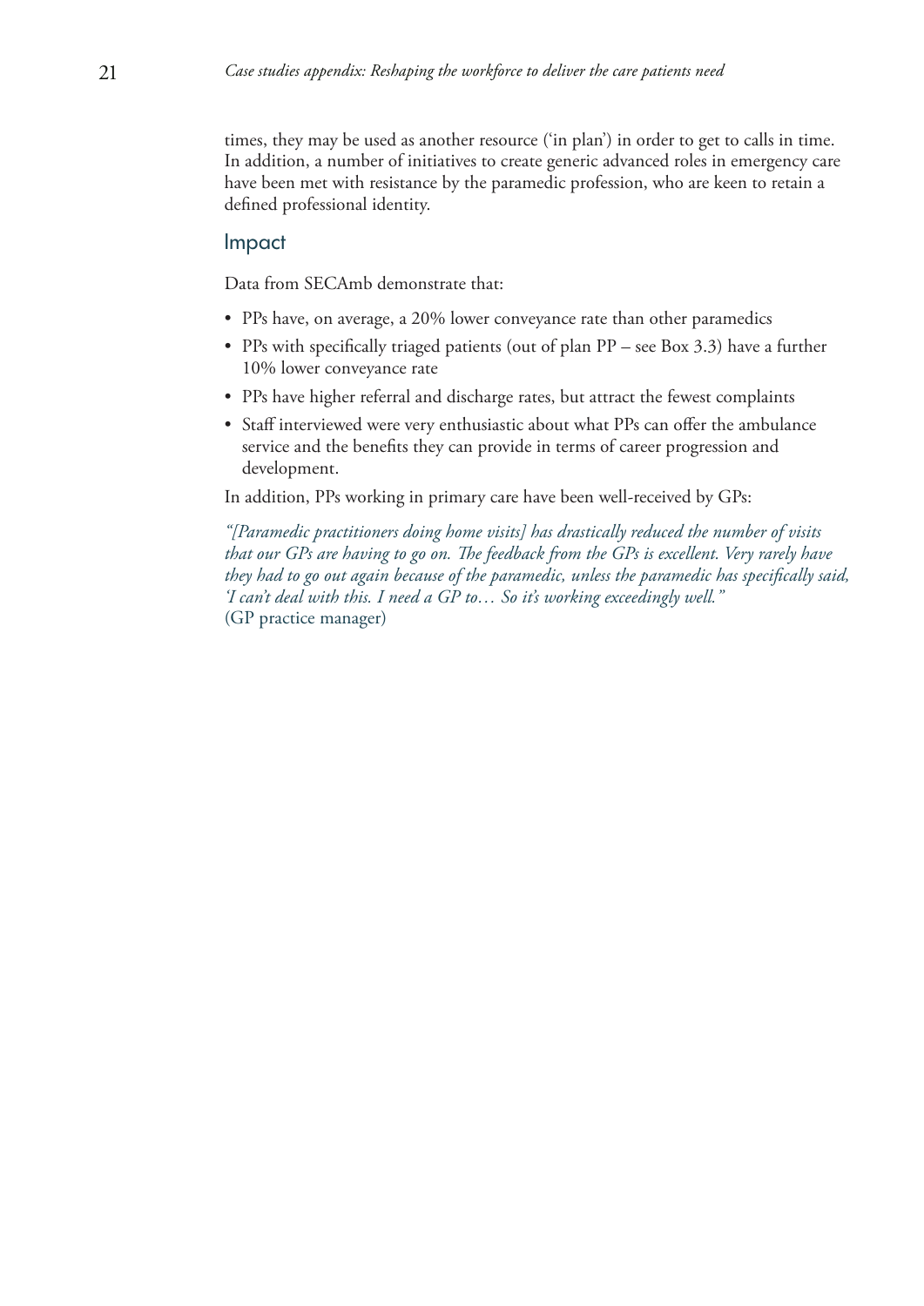times, they may be used as another resource ('in plan') in order to get to calls in time. In addition, a number of initiatives to create generic advanced roles in emergency care have been met with resistance by the paramedic profession, who are keen to retain a defined professional identity.

## Impact

Data from SECAmb demonstrate that:

- PPs have, on average, a 20% lower conveyance rate than other paramedics
- PPs with specifically triaged patients (out of plan PP – see Box 3.3) have a further 10% lower conveyance rate
- PPs have higher referral and discharge rates, but attract the fewest complaints
- Staff interviewed were very enthusiastic about what PPs can offer the ambulance service and the benefits they can provide in terms of career progression and development.

In addition, PPs working in primary care have been well-received by GPs:

*"[Paramedic practitioners doing home visits] has drastically reduced the number of visits that our GPs are having to go on. The feedback from the GPs is excellent. Very rarely have they had to go out again because of the paramedic, unless the paramedic has specifically said, 'I can't deal with this. I need a GP to… So it's working exceedingly well."*
(GP practice manager)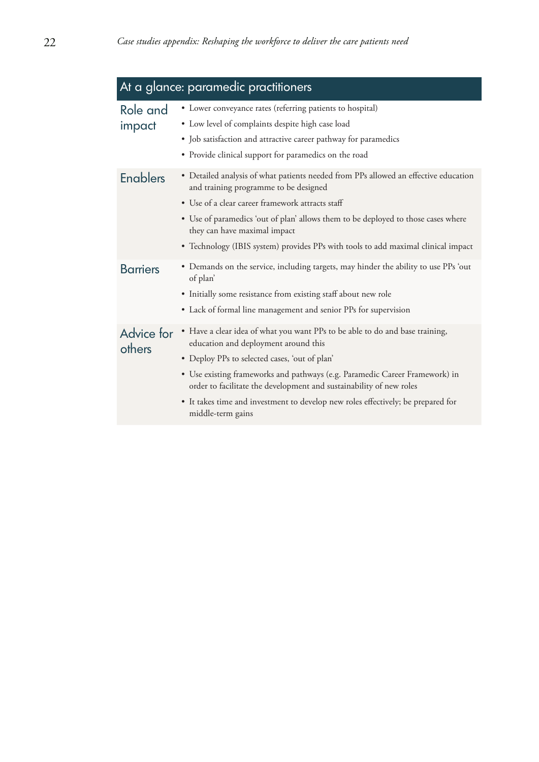## At a glance: paramedic practitioners

### Role and impact

- Lower conveyance rates (referring patients to hospital)
- Low level of complaints despite high case load
- Job satisfaction and attractive career pathway for paramedics
- Provide clinical support for paramedics on the road

### Enablers

- Detailed analysis of what patients needed from PPs allowed an effective education and training programme to be designed
- Use of a clear career framework attracts staff
- Use of paramedics 'out of plan' allows them to be deployed to those cases where they can have maximal impact
- Technology (IBIS system) provides PPs with tools to add maximal clinical impact

### Barriers

- Demands on the service, including targets, may hinder the ability to use PPs 'out of plan'
- Initially some resistance from existing staff about new role
- Lack of formal line management and senior PPs for supervision

### Advice for others

- Have a clear idea of what you want PPs to be able to do and base training, education and deployment around this
- Deploy PPs to selected cases, 'out of plan'
- Use existing frameworks and pathways (e.g. Paramedic Career Framework) in order to facilitate the development and sustainability of new roles
- It takes time and investment to develop new roles effectively; be prepared for middle-term gains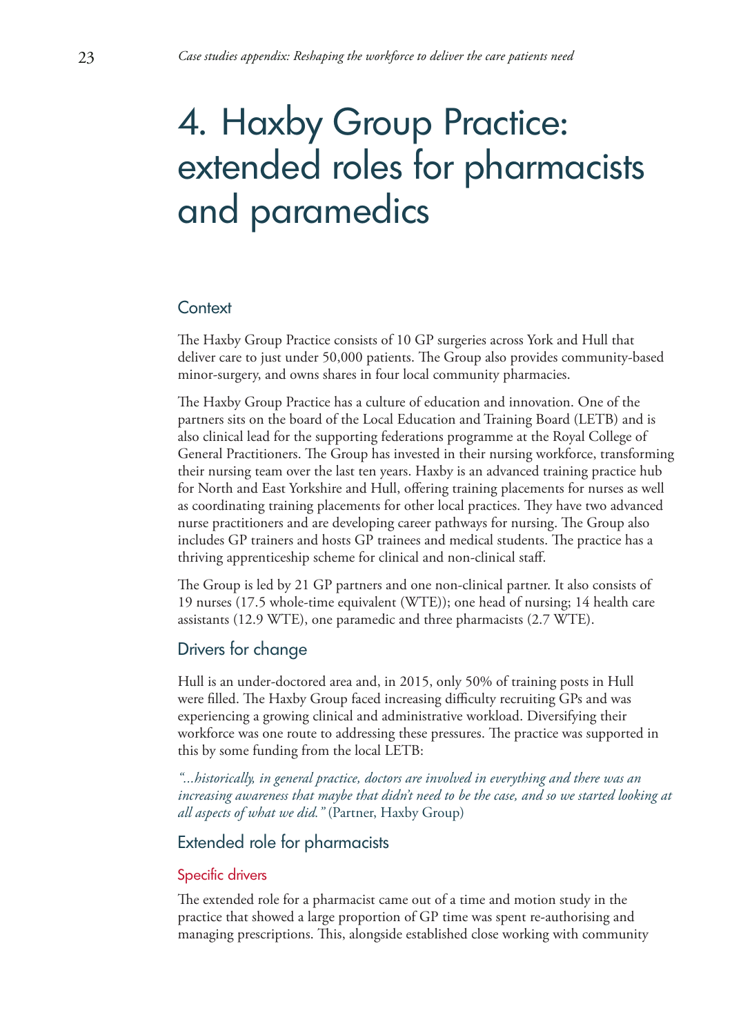# 4. Haxby Group Practice: extended roles for pharmacists and paramedics

## Context

The Haxby Group Practice consists of 10 GP surgeries across York and Hull that deliver care to just under 50,000 patients. The Group also provides community-based minor-surgery, and owns shares in four local community pharmacies.

The Haxby Group Practice has a culture of education and innovation. One of the partners sits on the board of the Local Education and Training Board (LETB) and is also clinical lead for the supporting federations programme at the Royal College of General Practitioners. The Group has invested in their nursing workforce, transforming their nursing team over the last ten years. Haxby is an advanced training practice hub for North and East Yorkshire and Hull, offering training placements for nurses as well as coordinating training placements for other local practices. They have two advanced nurse practitioners and are developing career pathways for nursing. The Group also includes GP trainers and hosts GP trainees and medical students. The practice has a thriving apprenticeship scheme for clinical and non-clinical staff.

The Group is led by 21 GP partners and one non-clinical partner. It also consists of 19 nurses (17.5 whole-time equivalent (WTE)); one head of nursing; 14 health care assistants (12.9 WTE), one paramedic and three pharmacists (2.7 WTE).

## Drivers for change

Hull is an under-doctored area and, in 2015, only 50% of training posts in Hull were filled. The Haxby Group faced increasing difficulty recruiting GPs and was experiencing a growing clinical and administrative workload. Diversifying their workforce was one route to addressing these pressures. The practice was supported in this by some funding from the local LETB:

*"...historically, in general practice, doctors are involved in everything and there was an increasing awareness that maybe that didn't need to be the case, and so we started looking at all aspects of what we did."* (Partner, Haxby Group)

## Extended role for pharmacists

### Specific drivers

The extended role for a pharmacist came out of a time and motion study in the practice that showed a large proportion of GP time was spent re-authorising and managing prescriptions. This, alongside established close working with community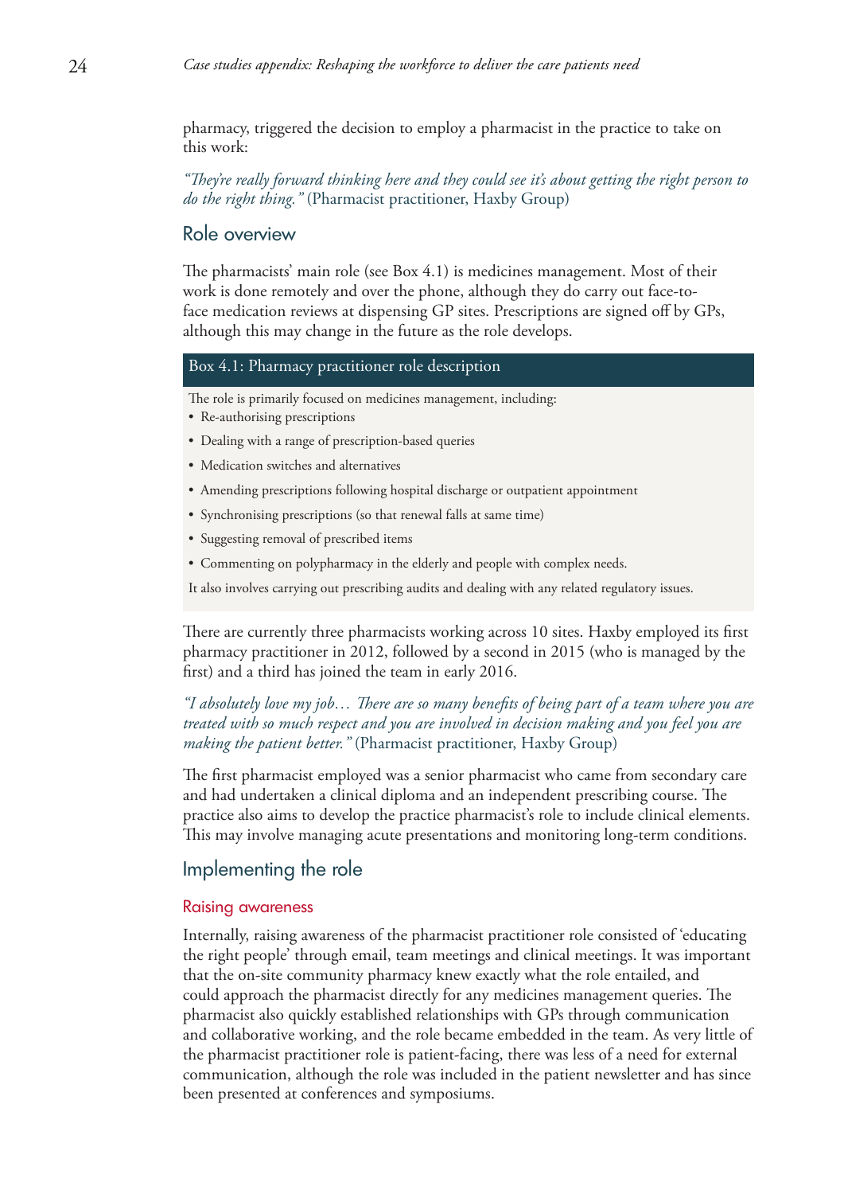pharmacy, triggered the decision to employ a pharmacist in the practice to take on this work:

*"They're really forward thinking here and they could see it's about getting the right person to do the right thing."* (Pharmacist practitioner, Haxby Group)

## Role overview

The pharmacists' main role (see Box 4.1) is medicines management. Most of their work is done remotely and over the phone, although they do carry out face-to-face medication reviews at dispensing GP sites. Prescriptions are signed off by GPs, although this may change in the future as the role develops.

### Box 4.1: Pharmacy practitioner role description

The role is primarily focused on medicines management, including:

- Re-authorising prescriptions
- Dealing with a range of prescription-based queries
- Medication switches and alternatives
- Amending prescriptions following hospital discharge or outpatient appointment
- Synchronising prescriptions (so that renewal falls at same time)
- Suggesting removal of prescribed items
- Commenting on polypharmacy in the elderly and people with complex needs.

It also involves carrying out prescribing audits and dealing with any related regulatory issues.

There are currently three pharmacists working across 10 sites. Haxby employed its first pharmacy practitioner in 2012, followed by a second in 2015 (who is managed by the first) and a third has joined the team in early 2016.

*"I absolutely love my job… There are so many benefits of being part of a team where you are treated with so much respect and you are involved in decision making and you feel you are making the patient better."* (Pharmacist practitioner, Haxby Group)

The first pharmacist employed was a senior pharmacist who came from secondary care and had undertaken a clinical diploma and an independent prescribing course. The practice also aims to develop the practice pharmacist's role to include clinical elements. This may involve managing acute presentations and monitoring long-term conditions.

## Implementing the role

### Raising awareness

Internally, raising awareness of the pharmacist practitioner role consisted of 'educating the right people' through email, team meetings and clinical meetings. It was important that the on-site community pharmacy knew exactly what the role entailed, and could approach the pharmacist directly for any medicines management queries. The pharmacist also quickly established relationships with GPs through communication and collaborative working, and the role became embedded in the team. As very little of the pharmacist practitioner role is patient-facing, there was less of a need for external communication, although the role was included in the patient newsletter and has since been presented at conferences and symposiums.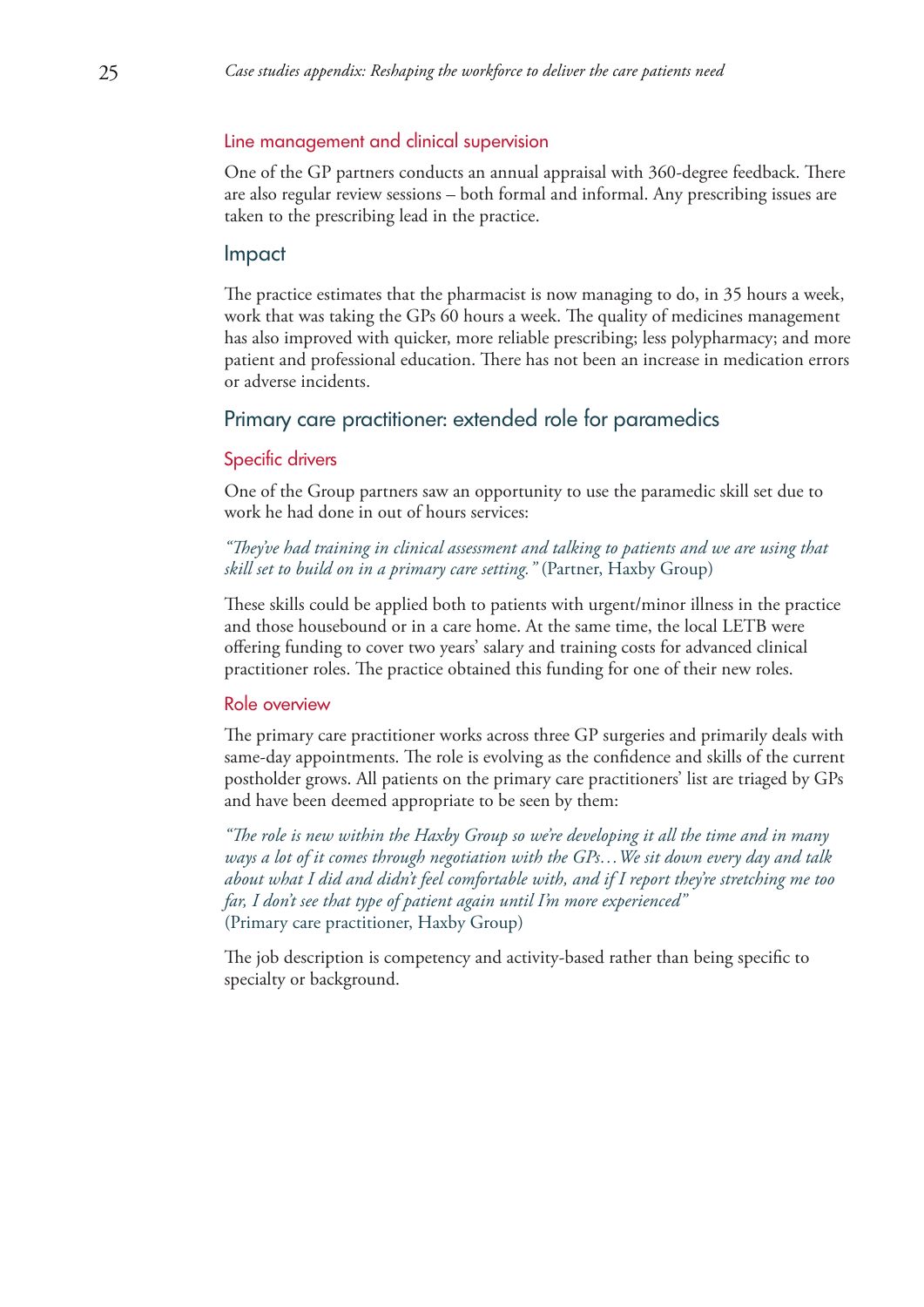### Line management and clinical supervision

One of the GP partners conducts an annual appraisal with 360-degree feedback. There are also regular review sessions – both formal and informal. Any prescribing issues are taken to the prescribing lead in the practice.

## Impact

The practice estimates that the pharmacist is now managing to do, in 35 hours a week, work that was taking the GPs 60 hours a week. The quality of medicines management has also improved with quicker, more reliable prescribing; less polypharmacy; and more patient and professional education. There has not been an increase in medication errors or adverse incidents.

## Primary care practitioner: extended role for paramedics

### Specific drivers

One of the Group partners saw an opportunity to use the paramedic skill set due to work he had done in out of hours services:

*"They've had training in clinical assessment and talking to patients and we are using that skill set to build on in a primary care setting."* (Partner, Haxby Group)

These skills could be applied both to patients with urgent/minor illness in the practice and those housebound or in a care home. At the same time, the local LETB were offering funding to cover two years' salary and training costs for advanced clinical practitioner roles. The practice obtained this funding for one of their new roles.

### Role overview

The primary care practitioner works across three GP surgeries and primarily deals with same-day appointments. The role is evolving as the confidence and skills of the current postholder grows. All patients on the primary care practitioners' list are triaged by GPs and have been deemed appropriate to be seen by them:

*"The role is new within the Haxby Group so we're developing it all the time and in many ways a lot of it comes through negotiation with the GPs…We sit down every day and talk about what I did and didn't feel comfortable with, and if I report they're stretching me too far, I don't see that type of patient again until I'm more experienced"*
(Primary care practitioner, Haxby Group)

The job description is competency and activity-based rather than being specific to specialty or background.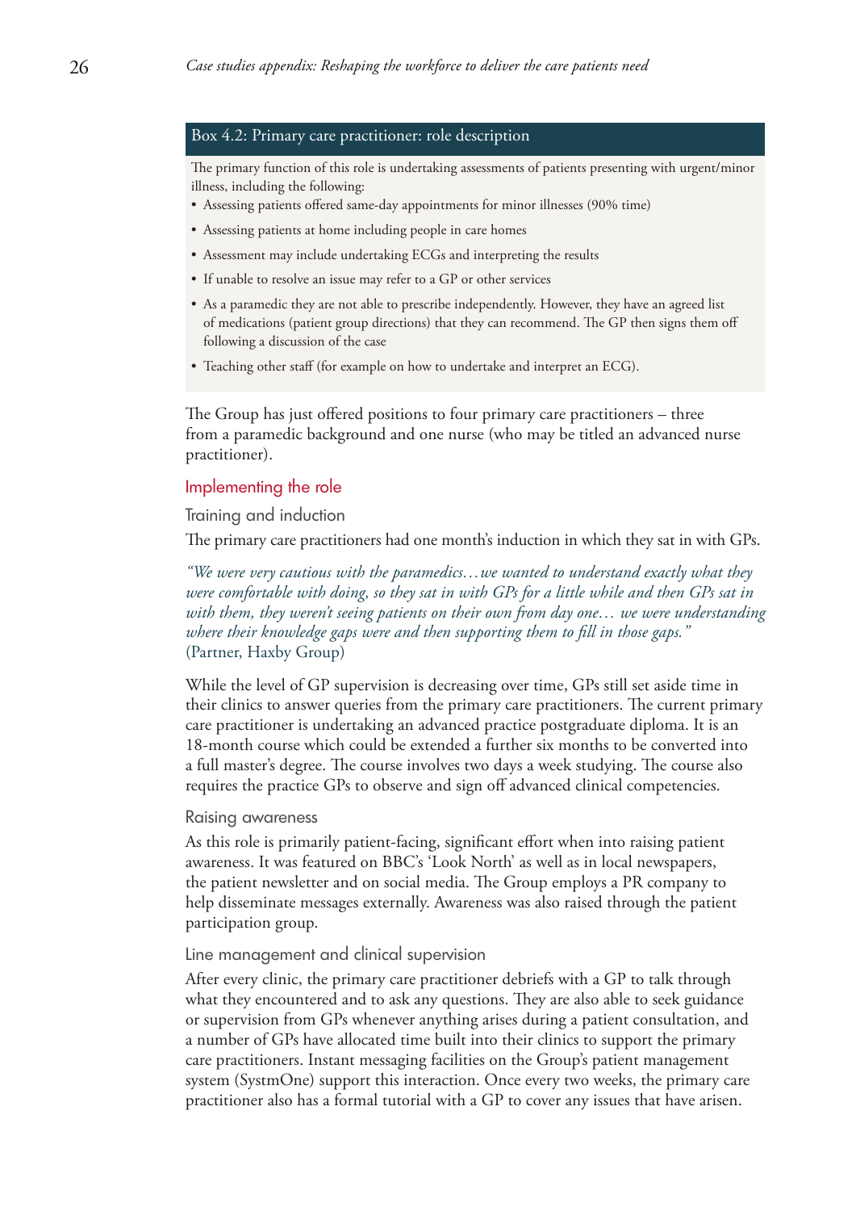### Box 4.2: Primary care practitioner: role description

The primary function of this role is undertaking assessments of patients presenting with urgent/minor illness, including the following:

- Assessing patients offered same-day appointments for minor illnesses (90% time)
- Assessing patients at home including people in care homes
- Assessment may include undertaking ECGs and interpreting the results
- If unable to resolve an issue may refer to a GP or other services
- As a paramedic they are not able to prescribe independently. However, they have an agreed list of medications (patient group directions) that they can recommend. The GP then signs them off following a discussion of the case
- Teaching other staff (for example on how to undertake and interpret an ECG).

The Group has just offered positions to four primary care practitioners – three from a paramedic background and one nurse (who may be titled an advanced nurse practitioner).

## Implementing the role

### Training and induction

The primary care practitioners had one month's induction in which they sat in with GPs.

*"We were very cautious with the paramedics…we wanted to understand exactly what they were comfortable with doing, so they sat in with GPs for a little while and then GPs sat in with them, they weren't seeing patients on their own from day one… we were understanding where their knowledge gaps were and then supporting them to fill in those gaps."*
(Partner, Haxby Group)

While the level of GP supervision is decreasing over time, GPs still set aside time in their clinics to answer queries from the primary care practitioners. The current primary care practitioner is undertaking an advanced practice postgraduate diploma. It is an 18-month course which could be extended a further six months to be converted into a full master's degree. The course involves two days a week studying. The course also requires the practice GPs to observe and sign off advanced clinical competencies.

### Raising awareness

As this role is primarily patient-facing, significant effort when into raising patient awareness. It was featured on BBC's 'Look North' as well as in local newspapers, the patient newsletter and on social media. The Group employs a PR company to help disseminate messages externally. Awareness was also raised through the patient participation group.

### Line management and clinical supervision

After every clinic, the primary care practitioner debriefs with a GP to talk through what they encountered and to ask any questions. They are also able to seek guidance or supervision from GPs whenever anything arises during a patient consultation, and a number of GPs have allocated time built into their clinics to support the primary care practitioners. Instant messaging facilities on the Group's patient management system (SystmOne) support this interaction. Once every two weeks, the primary care practitioner also has a formal tutorial with a GP to cover any issues that have arisen.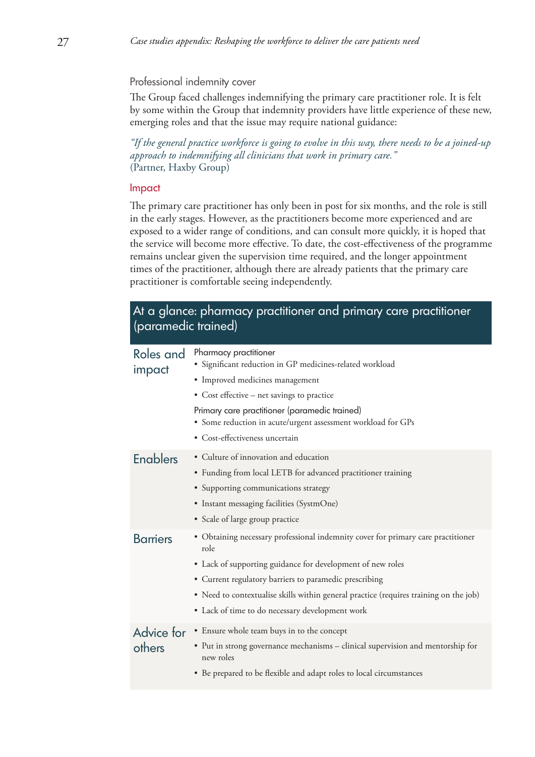### Professional indemnity cover

The Group faced challenges indemnifying the primary care practitioner role. It is felt by some within the Group that indemnity providers have little experience of these new, emerging roles and that the issue may require national guidance:

*"If the general practice workforce is going to evolve in this way, there needs to be a joined-up approach to indemnifying all clinicians that work in primary care."*
(Partner, Haxby Group)

### Impact

The primary care practitioner has only been in post for six months, and the role is still in the early stages. However, as the practitioners become more experienced and are exposed to a wider range of conditions, and can consult more quickly, it is hoped that the service will become more effective. To date, the cost-effectiveness of the programme remains unclear given the supervision time required, and the longer appointment times of the practitioner, although there are already patients that the primary care practitioner is comfortable seeing independently.

## At a glance: pharmacy practitioner and primary care practitioner (paramedic trained)

| | |
|---|---|
| Roles and impact | Pharmacy practitioner<br>• Significant reduction in GP medicines-related workload<br>• Improved medicines management<br>• Cost effective – net savings to practice<br>Primary care practitioner (paramedic trained)<br>• Some reduction in acute/urgent assessment workload for GPs<br>• Cost-effectiveness uncertain |
| Enablers | • Culture of innovation and education<br>• Funding from local LETB for advanced practitioner training<br>• Supporting communications strategy<br>• Instant messaging facilities (SystmOne)<br>• Scale of large group practice |
| Barriers | • Obtaining necessary professional indemnity cover for primary care practitioner role<br>• Lack of supporting guidance for development of new roles<br>• Current regulatory barriers to paramedic prescribing<br>• Need to contextualise skills within general practice (requires training on the job)<br>• Lack of time to do necessary development work |
| Advice for others | • Ensure whole team buys in to the concept<br>• Put in strong governance mechanisms – clinical supervision and mentorship for new roles<br>• Be prepared to be flexible and adapt roles to local circumstances |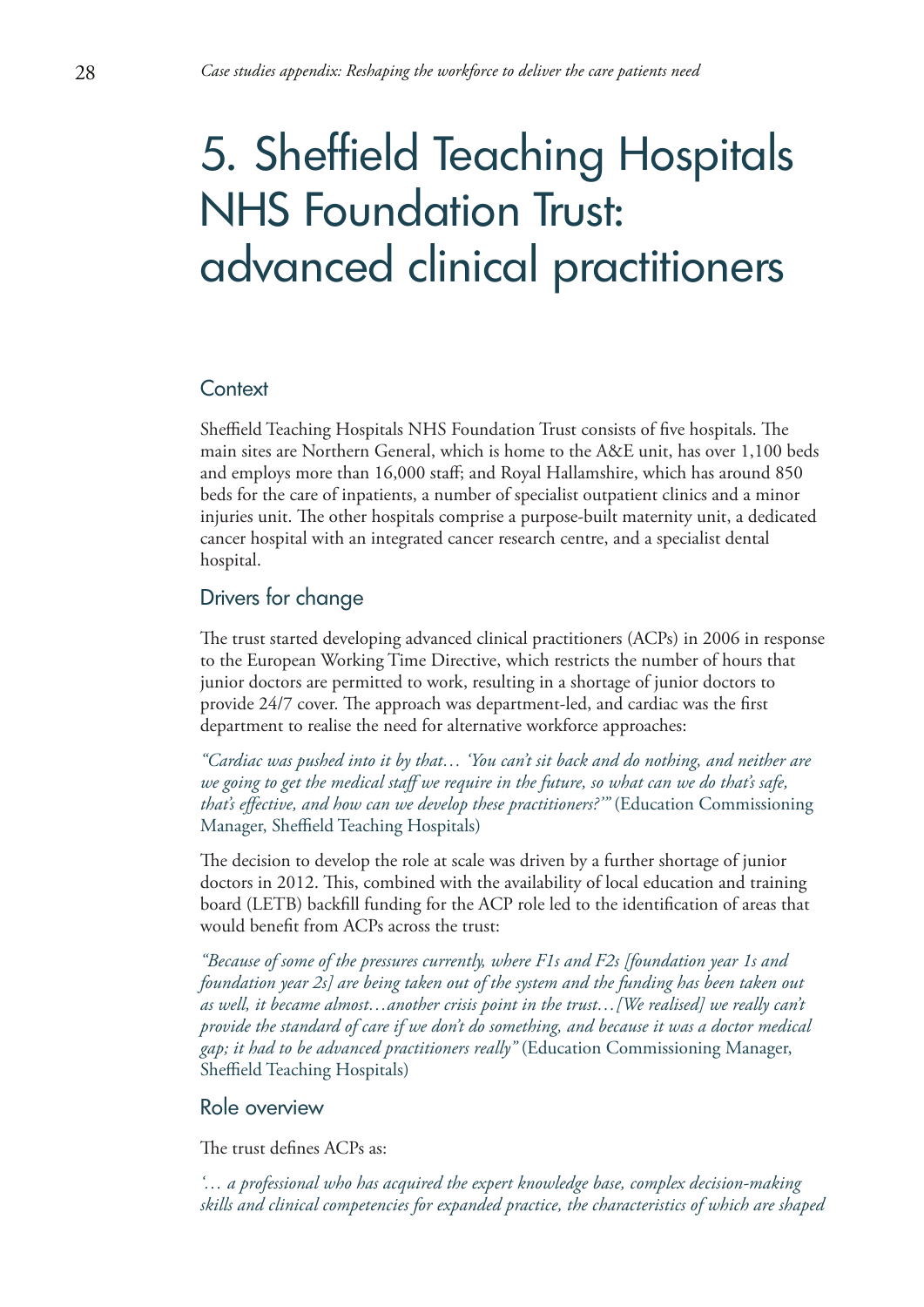# 5. Sheffield Teaching Hospitals NHS Foundation Trust: advanced clinical practitioners

## Context

Sheffield Teaching Hospitals NHS Foundation Trust consists of five hospitals. The main sites are Northern General, which is home to the A&E unit, has over 1,100 beds and employs more than 16,000 staff; and Royal Hallamshire, which has around 850 beds for the care of inpatients, a number of specialist outpatient clinics and a minor injuries unit. The other hospitals comprise a purpose-built maternity unit, a dedicated cancer hospital with an integrated cancer research centre, and a specialist dental hospital.

## Drivers for change

The trust started developing advanced clinical practitioners (ACPs) in 2006 in response to the European Working Time Directive, which restricts the number of hours that junior doctors are permitted to work, resulting in a shortage of junior doctors to provide 24/7 cover. The approach was department-led, and cardiac was the first department to realise the need for alternative workforce approaches:

*"Cardiac was pushed into it by that… 'You can't sit back and do nothing, and neither are we going to get the medical staff we require in the future, so what can we do that's safe, that's effective, and how can we develop these practitioners?'"* (Education Commissioning Manager, Sheffield Teaching Hospitals)

The decision to develop the role at scale was driven by a further shortage of junior doctors in 2012. This, combined with the availability of local education and training board (LETB) backfill funding for the ACP role led to the identification of areas that would benefit from ACPs across the trust:

*"Because of some of the pressures currently, where F1s and F2s [foundation year 1s and foundation year 2s] are being taken out of the system and the funding has been taken out as well, it became almost…another crisis point in the trust…[We realised] we really can't provide the standard of care if we don't do something, and because it was a doctor medical gap; it had to be advanced practitioners really"* (Education Commissioning Manager, Sheffield Teaching Hospitals)

## Role overview

The trust defines ACPs as:

*'… a professional who has acquired the expert knowledge base, complex decision-making skills and clinical competencies for expanded practice, the characteristics of which are shaped*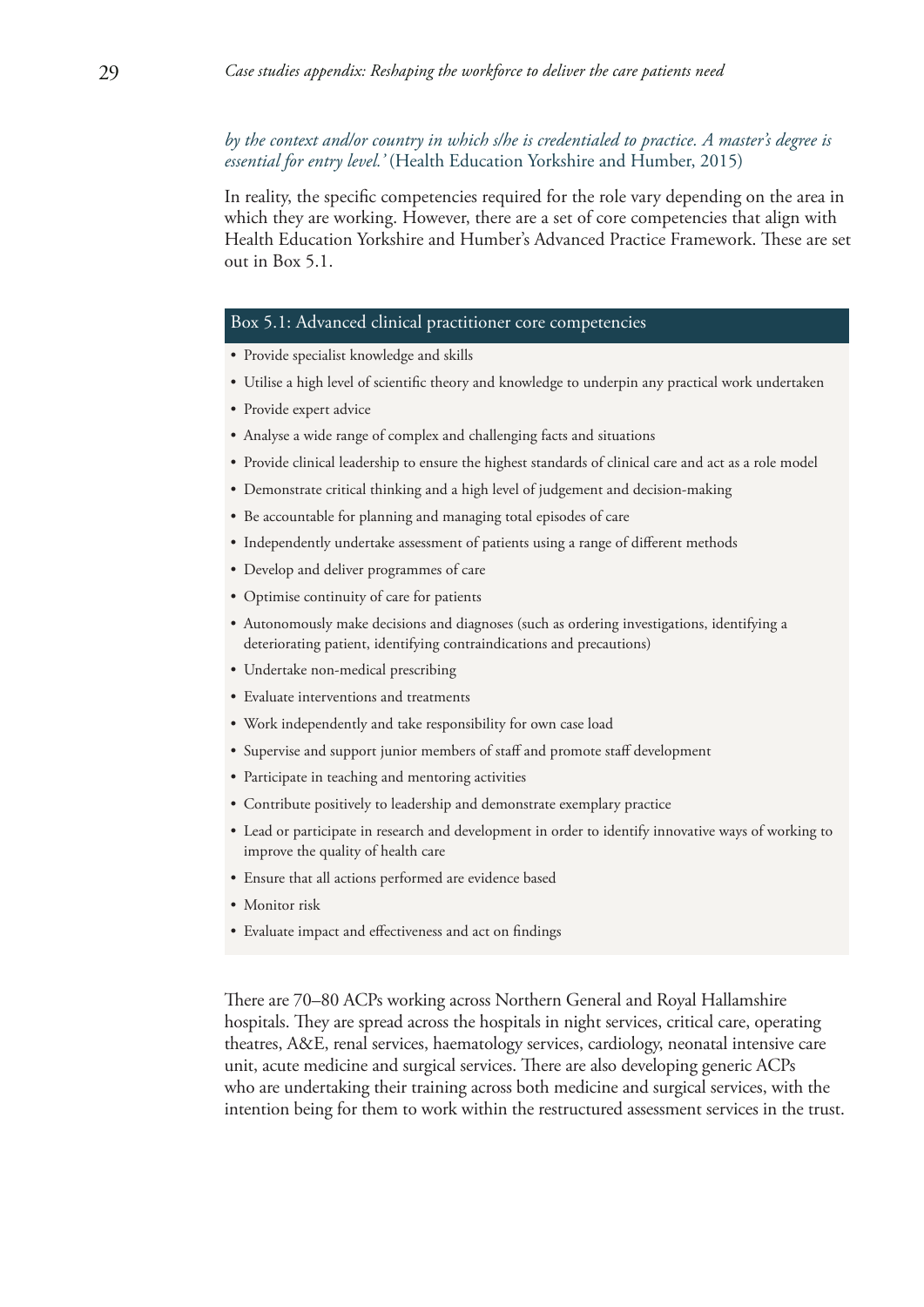*by the context and/or country in which s/he is credentialed to practice. A master's degree is essential for entry level.'* (Health Education Yorkshire and Humber, 2015)

In reality, the specific competencies required for the role vary depending on the area in which they are working. However, there are a set of core competencies that align with Health Education Yorkshire and Humber's Advanced Practice Framework. These are set out in Box 5.1.

**Box 5.1: Advanced clinical practitioner core competencies**

- Provide specialist knowledge and skills
- Utilise a high level of scientific theory and knowledge to underpin any practical work undertaken
- Provide expert advice
- Analyse a wide range of complex and challenging facts and situations
- Provide clinical leadership to ensure the highest standards of clinical care and act as a role model
- Demonstrate critical thinking and a high level of judgement and decision-making
- Be accountable for planning and managing total episodes of care
- Independently undertake assessment of patients using a range of different methods
- Develop and deliver programmes of care
- Optimise continuity of care for patients
- Autonomously make decisions and diagnoses (such as ordering investigations, identifying a deteriorating patient, identifying contraindications and precautions)
- Undertake non-medical prescribing
- Evaluate interventions and treatments
- Work independently and take responsibility for own case load
- Supervise and support junior members of staff and promote staff development
- Participate in teaching and mentoring activities
- Contribute positively to leadership and demonstrate exemplary practice
- Lead or participate in research and development in order to identify innovative ways of working to improve the quality of health care
- Ensure that all actions performed are evidence based
- Monitor risk
- Evaluate impact and effectiveness and act on findings

There are 70–80 ACPs working across Northern General and Royal Hallamshire hospitals. They are spread across the hospitals in night services, critical care, operating theatres, A&E, renal services, haematology services, cardiology, neonatal intensive care unit, acute medicine and surgical services. There are also developing generic ACPs who are undertaking their training across both medicine and surgical services, with the intention being for them to work within the restructured assessment services in the trust.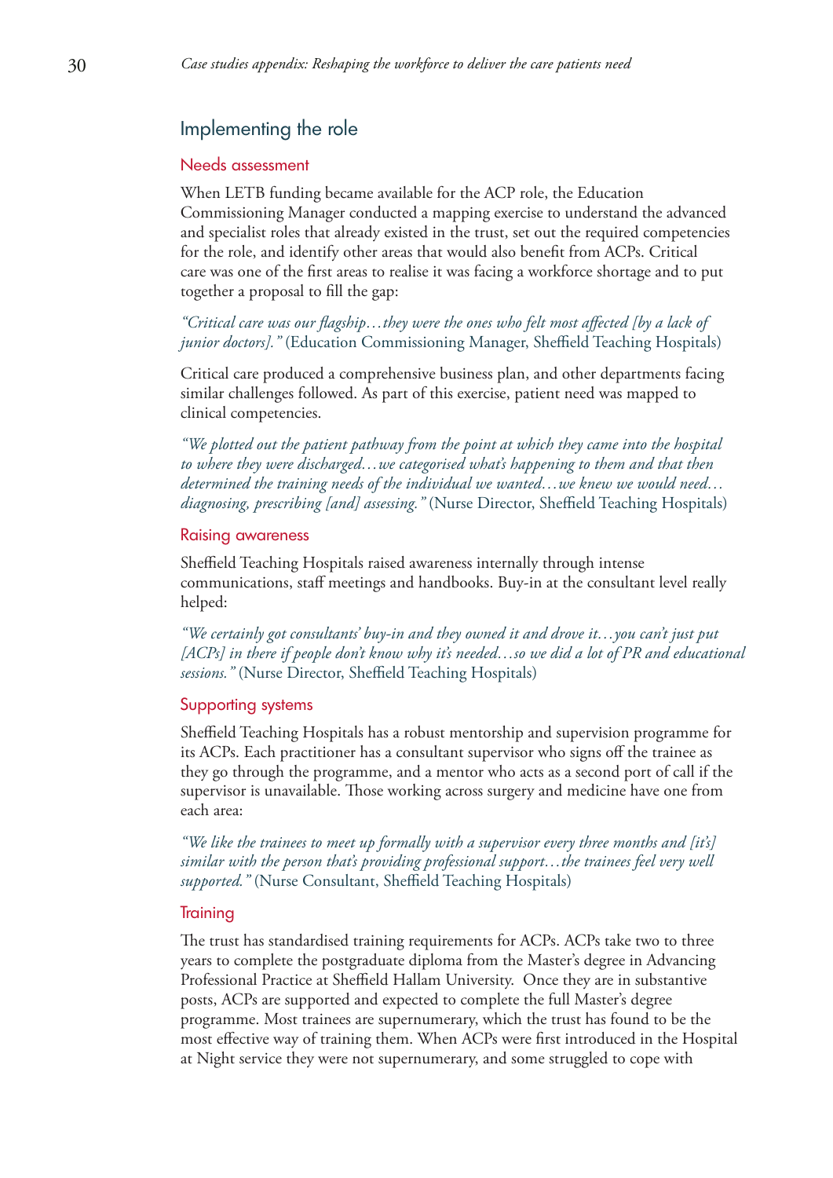## Implementing the role

### Needs assessment

When LETB funding became available for the ACP role, the Education Commissioning Manager conducted a mapping exercise to understand the advanced and specialist roles that already existed in the trust, set out the required competencies for the role, and identify other areas that would also benefit from ACPs. Critical care was one of the first areas to realise it was facing a workforce shortage and to put together a proposal to fill the gap:

*"Critical care was our flagship…they were the ones who felt most affected [by a lack of junior doctors]."* (Education Commissioning Manager, Sheffield Teaching Hospitals)

Critical care produced a comprehensive business plan, and other departments facing similar challenges followed. As part of this exercise, patient need was mapped to clinical competencies.

*"We plotted out the patient pathway from the point at which they came into the hospital to where they were discharged…we categorised what's happening to them and that then determined the training needs of the individual we wanted…we knew we would need…diagnosing, prescribing [and] assessing."* (Nurse Director, Sheffield Teaching Hospitals)

### Raising awareness

Sheffield Teaching Hospitals raised awareness internally through intense communications, staff meetings and handbooks. Buy-in at the consultant level really helped:

*"We certainly got consultants' buy-in and they owned it and drove it…you can't just put [ACPs] in there if people don't know why it's needed…so we did a lot of PR and educational sessions."* (Nurse Director, Sheffield Teaching Hospitals)

### Supporting systems

Sheffield Teaching Hospitals has a robust mentorship and supervision programme for its ACPs. Each practitioner has a consultant supervisor who signs off the trainee as they go through the programme, and a mentor who acts as a second port of call if the supervisor is unavailable. Those working across surgery and medicine have one from each area:

*"We like the trainees to meet up formally with a supervisor every three months and [it's] similar with the person that's providing professional support…the trainees feel very well supported."* (Nurse Consultant, Sheffield Teaching Hospitals)

### Training

The trust has standardised training requirements for ACPs. ACPs take two to three years to complete the postgraduate diploma from the Master's degree in Advancing Professional Practice at Sheffield Hallam University. Once they are in substantive posts, ACPs are supported and expected to complete the full Master's degree programme. Most trainees are supernumerary, which the trust has found to be the most effective way of training them. When ACPs were first introduced in the Hospital at Night service they were not supernumerary, and some struggled to cope with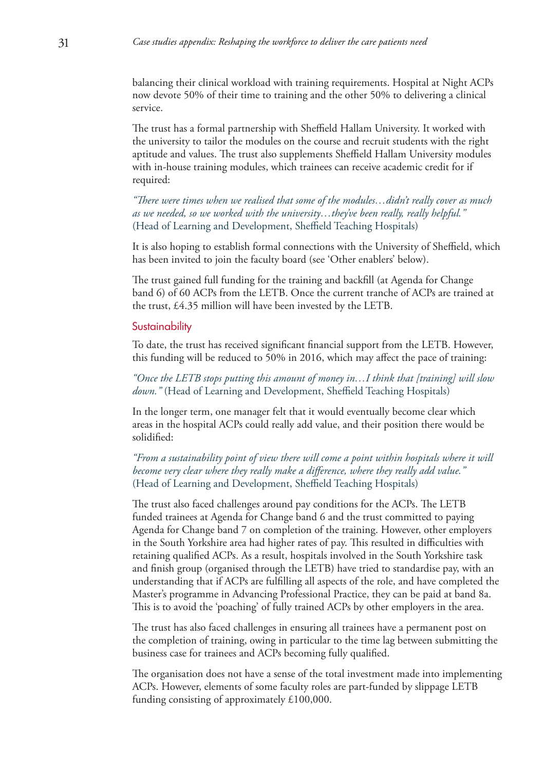balancing their clinical workload with training requirements. Hospital at Night ACPs now devote 50% of their time to training and the other 50% to delivering a clinical service.

The trust has a formal partnership with Sheffield Hallam University. It worked with the university to tailor the modules on the course and recruit students with the right aptitude and values. The trust also supplements Sheffield Hallam University modules with in-house training modules, which trainees can receive academic credit for if required:

*"There were times when we realised that some of the modules…didn't really cover as much as we needed, so we worked with the university…they've been really, really helpful."* (Head of Learning and Development, Sheffield Teaching Hospitals)

It is also hoping to establish formal connections with the University of Sheffield, which has been invited to join the faculty board (see 'Other enablers' below).

The trust gained full funding for the training and backfill (at Agenda for Change band 6) of 60 ACPs from the LETB. Once the current tranche of ACPs are trained at the trust, £4.35 million will have been invested by the LETB.

### Sustainability

To date, the trust has received significant financial support from the LETB. However, this funding will be reduced to 50% in 2016, which may affect the pace of training:

*"Once the LETB stops putting this amount of money in…I think that [training] will slow down."* (Head of Learning and Development, Sheffield Teaching Hospitals)

In the longer term, one manager felt that it would eventually become clear which areas in the hospital ACPs could really add value, and their position there would be solidified:

*"From a sustainability point of view there will come a point within hospitals where it will become very clear where they really make a difference, where they really add value."* (Head of Learning and Development, Sheffield Teaching Hospitals)

The trust also faced challenges around pay conditions for the ACPs. The LETB funded trainees at Agenda for Change band 6 and the trust committed to paying Agenda for Change band 7 on completion of the training. However, other employers in the South Yorkshire area had higher rates of pay. This resulted in difficulties with retaining qualified ACPs. As a result, hospitals involved in the South Yorkshire task and finish group (organised through the LETB) have tried to standardise pay, with an understanding that if ACPs are fulfilling all aspects of the role, and have completed the Master's programme in Advancing Professional Practice, they can be paid at band 8a. This is to avoid the 'poaching' of fully trained ACPs by other employers in the area.

The trust has also faced challenges in ensuring all trainees have a permanent post on the completion of training, owing in particular to the time lag between submitting the business case for trainees and ACPs becoming fully qualified.

The organisation does not have a sense of the total investment made into implementing ACPs. However, elements of some faculty roles are part-funded by slippage LETB funding consisting of approximately £100,000.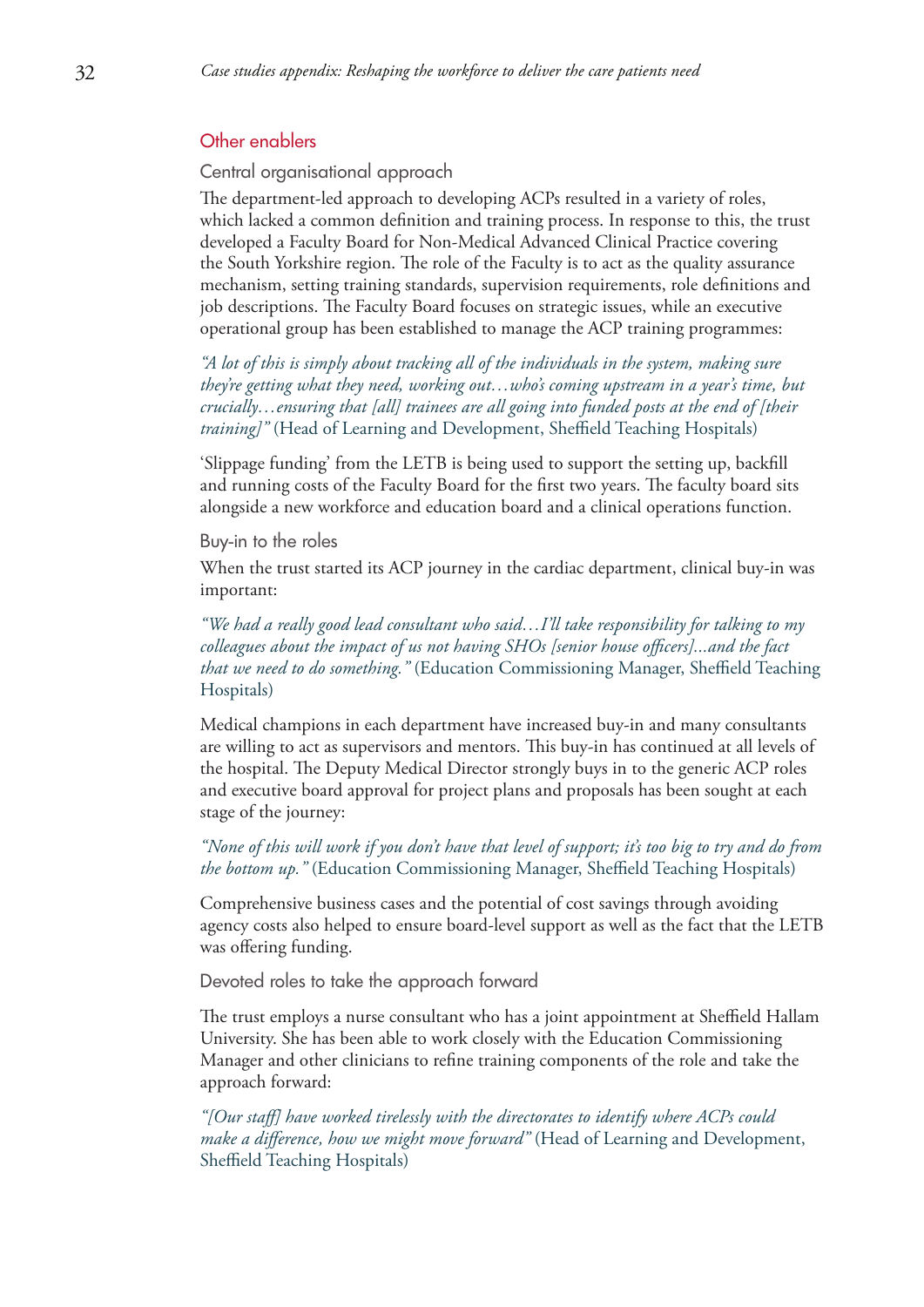## Other enablers

### Central organisational approach

The department-led approach to developing ACPs resulted in a variety of roles, which lacked a common definition and training process. In response to this, the trust developed a Faculty Board for Non-Medical Advanced Clinical Practice covering the South Yorkshire region. The role of the Faculty is to act as the quality assurance mechanism, setting training standards, supervision requirements, role definitions and job descriptions. The Faculty Board focuses on strategic issues, while an executive operational group has been established to manage the ACP training programmes:

*"A lot of this is simply about tracking all of the individuals in the system, making sure they're getting what they need, working out…who's coming upstream in a year's time, but crucially…ensuring that [all] trainees are all going into funded posts at the end of [their training]"* (Head of Learning and Development, Sheffield Teaching Hospitals)

'Slippage funding' from the LETB is being used to support the setting up, backfill and running costs of the Faculty Board for the first two years. The faculty board sits alongside a new workforce and education board and a clinical operations function.

### Buy-in to the roles

When the trust started its ACP journey in the cardiac department, clinical buy-in was important:

*"We had a really good lead consultant who said…I'll take responsibility for talking to my colleagues about the impact of us not having SHOs [senior house officers]...and the fact that we need to do something."* (Education Commissioning Manager, Sheffield Teaching Hospitals)

Medical champions in each department have increased buy-in and many consultants are willing to act as supervisors and mentors. This buy-in has continued at all levels of the hospital. The Deputy Medical Director strongly buys in to the generic ACP roles and executive board approval for project plans and proposals has been sought at each stage of the journey:

*"None of this will work if you don't have that level of support; it's too big to try and do from the bottom up."* (Education Commissioning Manager, Sheffield Teaching Hospitals)

Comprehensive business cases and the potential of cost savings through avoiding agency costs also helped to ensure board-level support as well as the fact that the LETB was offering funding.

### Devoted roles to take the approach forward

The trust employs a nurse consultant who has a joint appointment at Sheffield Hallam University. She has been able to work closely with the Education Commissioning Manager and other clinicians to refine training components of the role and take the approach forward:

*"[Our staff] have worked tirelessly with the directorates to identify where ACPs could make a difference, how we might move forward"* (Head of Learning and Development, Sheffield Teaching Hospitals)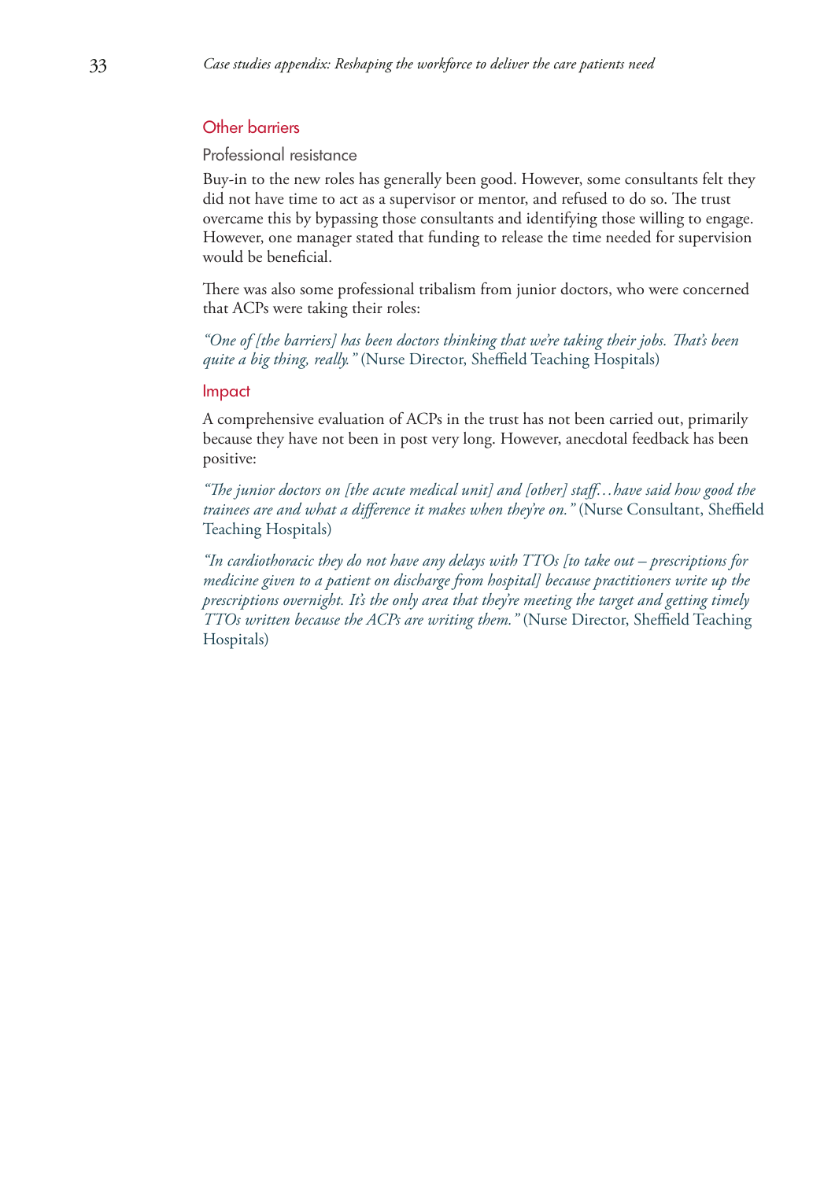## Other barriers

### Professional resistance

Buy-in to the new roles has generally been good. However, some consultants felt they did not have time to act as a supervisor or mentor, and refused to do so. The trust overcame this by bypassing those consultants and identifying those willing to engage. However, one manager stated that funding to release the time needed for supervision would be beneficial.

There was also some professional tribalism from junior doctors, who were concerned that ACPs were taking their roles:

*"One of [the barriers] has been doctors thinking that we're taking their jobs. That's been quite a big thing, really."* (Nurse Director, Sheffield Teaching Hospitals)

## Impact

A comprehensive evaluation of ACPs in the trust has not been carried out, primarily because they have not been in post very long. However, anecdotal feedback has been positive:

*"The junior doctors on [the acute medical unit] and [other] staff…have said how good the trainees are and what a difference it makes when they're on."* (Nurse Consultant, Sheffield Teaching Hospitals)

*"In cardiothoracic they do not have any delays with TTOs [to take out – prescriptions for medicine given to a patient on discharge from hospital] because practitioners write up the prescriptions overnight. It's the only area that they're meeting the target and getting timely TTOs written because the ACPs are writing them."* (Nurse Director, Sheffield Teaching Hospitals)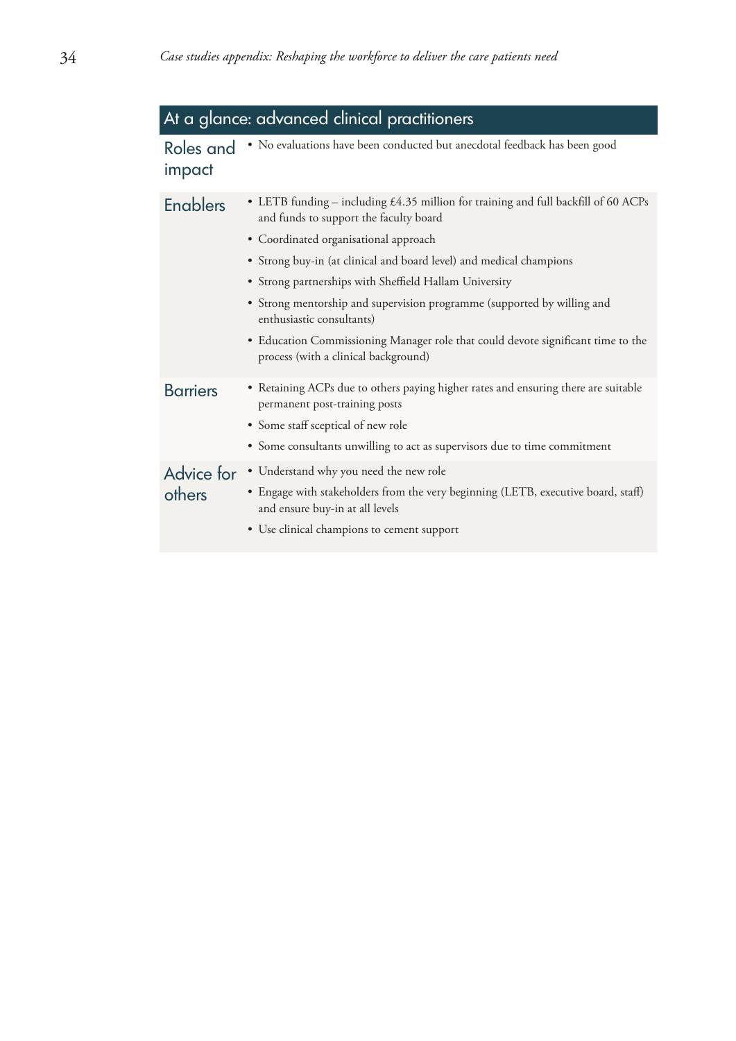## At a glance: advanced clinical practitioners

### Roles and impact

- No evaluations have been conducted but anecdotal feedback has been good

### Enablers

- LETB funding – including £4.35 million for training and full backfill of 60 ACPs and funds to support the faculty board
- Coordinated organisational approach
- Strong buy-in (at clinical and board level) and medical champions
- Strong partnerships with Sheffield Hallam University
- Strong mentorship and supervision programme (supported by willing and enthusiastic consultants)
- Education Commissioning Manager role that could devote significant time to the process (with a clinical background)

### Barriers

- Retaining ACPs due to others paying higher rates and ensuring there are suitable permanent post-training posts
- Some staff sceptical of new role
- Some consultants unwilling to act as supervisors due to time commitment

### Advice for others

- Understand why you need the new role
- Engage with stakeholders from the very beginning (LETB, executive board, staff) and ensure buy-in at all levels
- Use clinical champions to cement support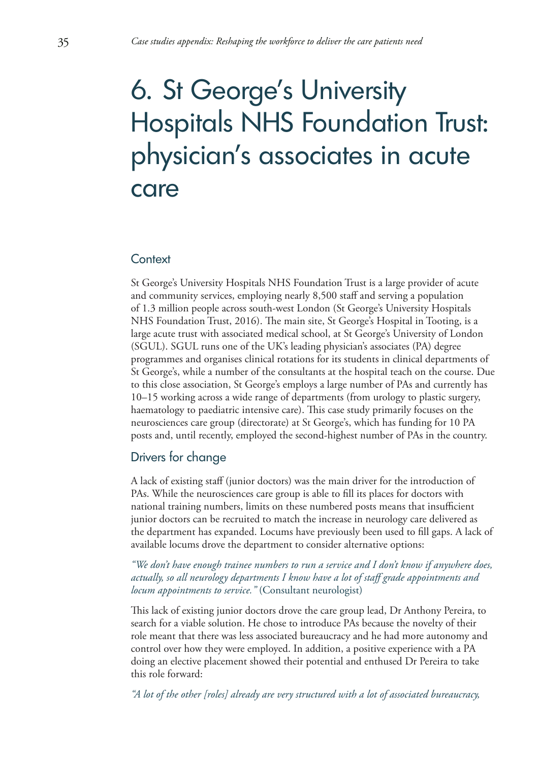# 6. St George's University Hospitals NHS Foundation Trust: physician's associates in acute care

## Context

St George's University Hospitals NHS Foundation Trust is a large provider of acute and community services, employing nearly 8,500 staff and serving a population of 1.3 million people across south-west London (St George's University Hospitals NHS Foundation Trust, 2016). The main site, St George's Hospital in Tooting, is a large acute trust with associated medical school, at St George's University of London (SGUL). SGUL runs one of the UK's leading physician's associates (PA) degree programmes and organises clinical rotations for its students in clinical departments of St George's, while a number of the consultants at the hospital teach on the course. Due to this close association, St George's employs a large number of PAs and currently has 10–15 working across a wide range of departments (from urology to plastic surgery, haematology to paediatric intensive care). This case study primarily focuses on the neurosciences care group (directorate) at St George's, which has funding for 10 PA posts and, until recently, employed the second-highest number of PAs in the country.

## Drivers for change

A lack of existing staff (junior doctors) was the main driver for the introduction of PAs. While the neurosciences care group is able to fill its places for doctors with national training numbers, limits on these numbered posts means that insufficient junior doctors can be recruited to match the increase in neurology care delivered as the department has expanded. Locums have previously been used to fill gaps. A lack of available locums drove the department to consider alternative options:

*"We don't have enough trainee numbers to run a service and I don't know if anywhere does, actually, so all neurology departments I know have a lot of staff grade appointments and locum appointments to service."* (Consultant neurologist)

This lack of existing junior doctors drove the care group lead, Dr Anthony Pereira, to search for a viable solution. He chose to introduce PAs because the novelty of their role meant that there was less associated bureaucracy and he had more autonomy and control over how they were employed. In addition, a positive experience with a PA doing an elective placement showed their potential and enthused Dr Pereira to take this role forward:

*"A lot of the other [roles] already are very structured with a lot of associated bureaucracy,*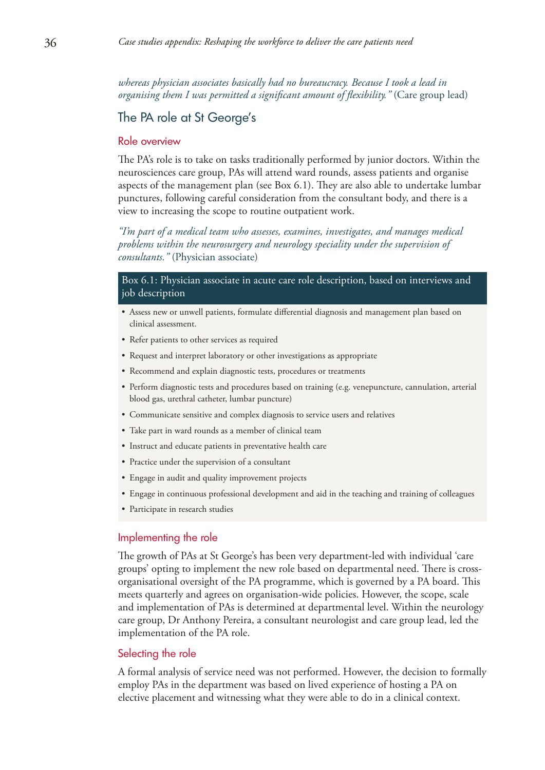*whereas physician associates basically had no bureaucracy. Because I took a lead in organising them I was permitted a significant amount of flexibility."* (Care group lead)

## The PA role at St George's

### Role overview

The PA's role is to take on tasks traditionally performed by junior doctors. Within the neurosciences care group, PAs will attend ward rounds, assess patients and organise aspects of the management plan (see Box 6.1). They are also able to undertake lumbar punctures, following careful consideration from the consultant body, and there is a view to increasing the scope to routine outpatient work.

*"I'm part of a medical team who assesses, examines, investigates, and manages medical problems within the neurosurgery and neurology speciality under the supervision of consultants."* (Physician associate)

**Box 6.1: Physician associate in acute care role description, based on interviews and job description**

- Assess new or unwell patients, formulate differential diagnosis and management plan based on clinical assessment.
- Refer patients to other services as required
- Request and interpret laboratory or other investigations as appropriate
- Recommend and explain diagnostic tests, procedures or treatments
- Perform diagnostic tests and procedures based on training (e.g. venepuncture, cannulation, arterial blood gas, urethral catheter, lumbar puncture)
- Communicate sensitive and complex diagnosis to service users and relatives
- Take part in ward rounds as a member of clinical team
- Instruct and educate patients in preventative health care
- Practice under the supervision of a consultant
- Engage in audit and quality improvement projects
- Engage in continuous professional development and aid in the teaching and training of colleagues
- Participate in research studies

### Implementing the role

The growth of PAs at St George's has been very department-led with individual 'care groups' opting to implement the new role based on departmental need. There is cross-organisational oversight of the PA programme, which is governed by a PA board. This meets quarterly and agrees on organisation-wide policies. However, the scope, scale and implementation of PAs is determined at departmental level. Within the neurology care group, Dr Anthony Pereira, a consultant neurologist and care group lead, led the implementation of the PA role.

### Selecting the role

A formal analysis of service need was not performed. However, the decision to formally employ PAs in the department was based on lived experience of hosting a PA on elective placement and witnessing what they were able to do in a clinical context.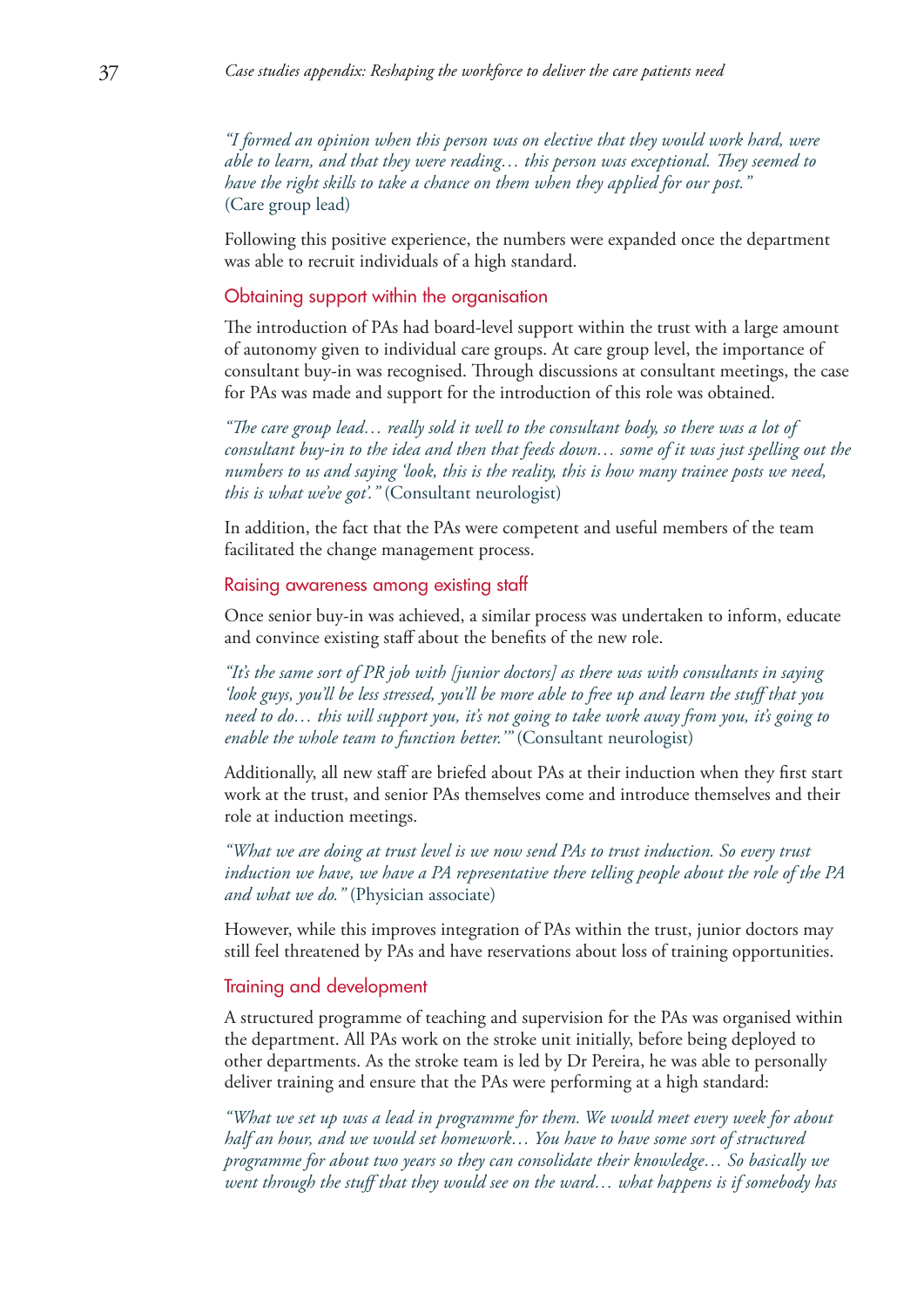*"I formed an opinion when this person was on elective that they would work hard, were able to learn, and that they were reading… this person was exceptional. They seemed to have the right skills to take a chance on them when they applied for our post."* (Care group lead)

Following this positive experience, the numbers were expanded once the department was able to recruit individuals of a high standard.

### Obtaining support within the organisation

The introduction of PAs had board-level support within the trust with a large amount of autonomy given to individual care groups. At care group level, the importance of consultant buy-in was recognised. Through discussions at consultant meetings, the case for PAs was made and support for the introduction of this role was obtained.

*"The care group lead… really sold it well to the consultant body, so there was a lot of consultant buy-in to the idea and then that feeds down… some of it was just spelling out the numbers to us and saying 'look, this is the reality, this is how many trainee posts we need, this is what we've got'."* (Consultant neurologist)

In addition, the fact that the PAs were competent and useful members of the team facilitated the change management process.

### Raising awareness among existing staff

Once senior buy-in was achieved, a similar process was undertaken to inform, educate and convince existing staff about the benefits of the new role.

*"It's the same sort of PR job with [junior doctors] as there was with consultants in saying 'look guys, you'll be less stressed, you'll be more able to free up and learn the stuff that you need to do… this will support you, it's not going to take work away from you, it's going to enable the whole team to function better.'"* (Consultant neurologist)

Additionally, all new staff are briefed about PAs at their induction when they first start work at the trust, and senior PAs themselves come and introduce themselves and their role at induction meetings.

*"What we are doing at trust level is we now send PAs to trust induction. So every trust induction we have, we have a PA representative there telling people about the role of the PA and what we do."* (Physician associate)

However, while this improves integration of PAs within the trust, junior doctors may still feel threatened by PAs and have reservations about loss of training opportunities.

### Training and development

A structured programme of teaching and supervision for the PAs was organised within the department. All PAs work on the stroke unit initially, before being deployed to other departments. As the stroke team is led by Dr Pereira, he was able to personally deliver training and ensure that the PAs were performing at a high standard:

*"What we set up was a lead in programme for them. We would meet every week for about half an hour, and we would set homework… You have to have some sort of structured programme for about two years so they can consolidate their knowledge… So basically we went through the stuff that they would see on the ward… what happens is if somebody has*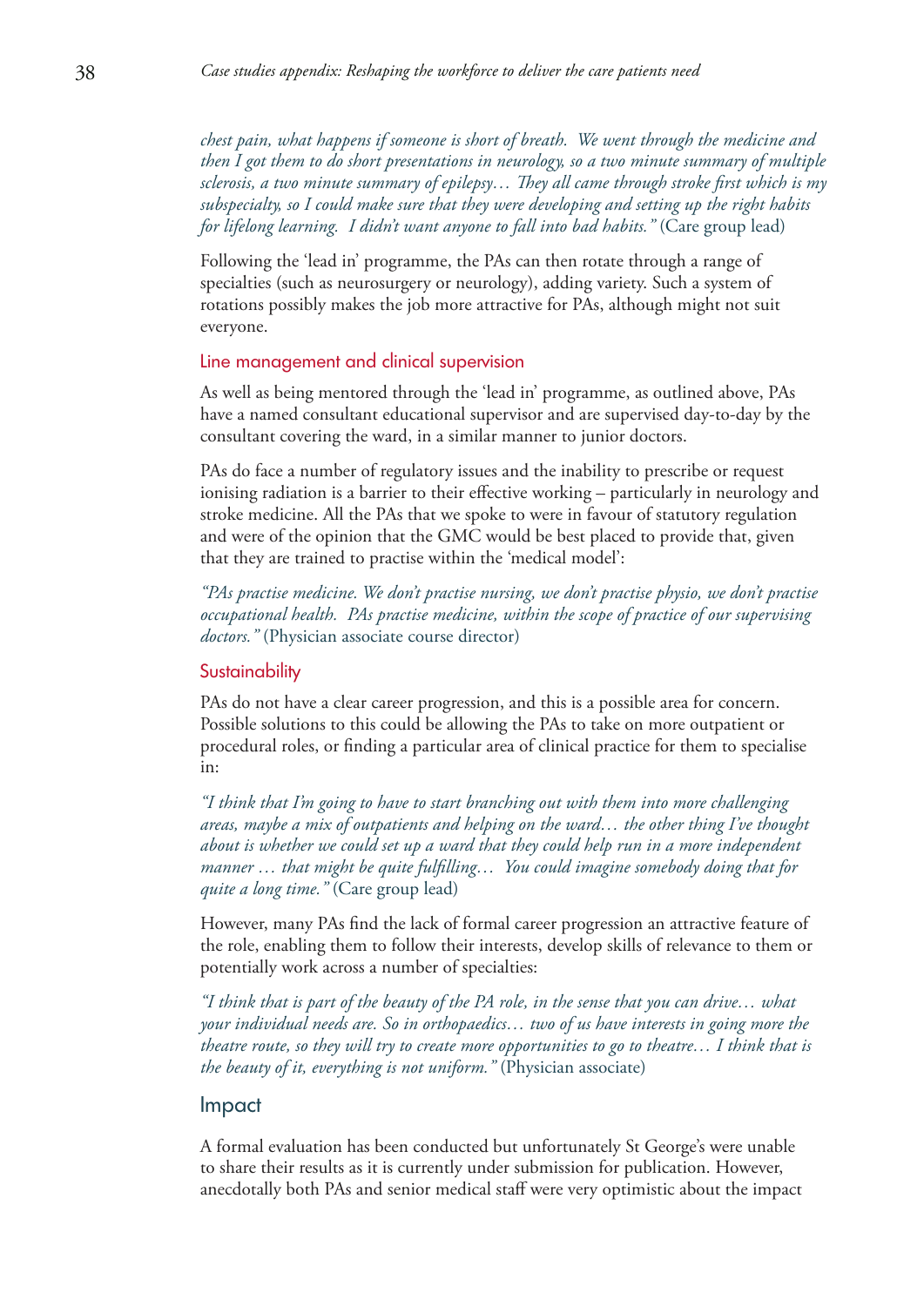*chest pain, what happens if someone is short of breath. We went through the medicine and then I got them to do short presentations in neurology, so a two minute summary of multiple sclerosis, a two minute summary of epilepsy… They all came through stroke first which is my subspecialty, so I could make sure that they were developing and setting up the right habits for lifelong learning. I didn't want anyone to fall into bad habits."* (Care group lead)

Following the 'lead in' programme, the PAs can then rotate through a range of specialties (such as neurosurgery or neurology), adding variety. Such a system of rotations possibly makes the job more attractive for PAs, although might not suit everyone.

### Line management and clinical supervision

As well as being mentored through the 'lead in' programme, as outlined above, PAs have a named consultant educational supervisor and are supervised day-to-day by the consultant covering the ward, in a similar manner to junior doctors.

PAs do face a number of regulatory issues and the inability to prescribe or request ionising radiation is a barrier to their effective working – particularly in neurology and stroke medicine. All the PAs that we spoke to were in favour of statutory regulation and were of the opinion that the GMC would be best placed to provide that, given that they are trained to practise within the 'medical model':

*"PAs practise medicine. We don't practise nursing, we don't practise physio, we don't practise occupational health. PAs practise medicine, within the scope of practice of our supervising doctors."* (Physician associate course director)

### Sustainability

PAs do not have a clear career progression, and this is a possible area for concern. Possible solutions to this could be allowing the PAs to take on more outpatient or procedural roles, or finding a particular area of clinical practice for them to specialise in:

*"I think that I'm going to have to start branching out with them into more challenging areas, maybe a mix of outpatients and helping on the ward… the other thing I've thought about is whether we could set up a ward that they could help run in a more independent manner … that might be quite fulfilling… You could imagine somebody doing that for quite a long time."* (Care group lead)

However, many PAs find the lack of formal career progression an attractive feature of the role, enabling them to follow their interests, develop skills of relevance to them or potentially work across a number of specialties:

*"I think that is part of the beauty of the PA role, in the sense that you can drive… what your individual needs are. So in orthopaedics… two of us have interests in going more the theatre route, so they will try to create more opportunities to go to theatre… I think that is the beauty of it, everything is not uniform."* (Physician associate)

## Impact

A formal evaluation has been conducted but unfortunately St George's were unable to share their results as it is currently under submission for publication. However, anecdotally both PAs and senior medical staff were very optimistic about the impact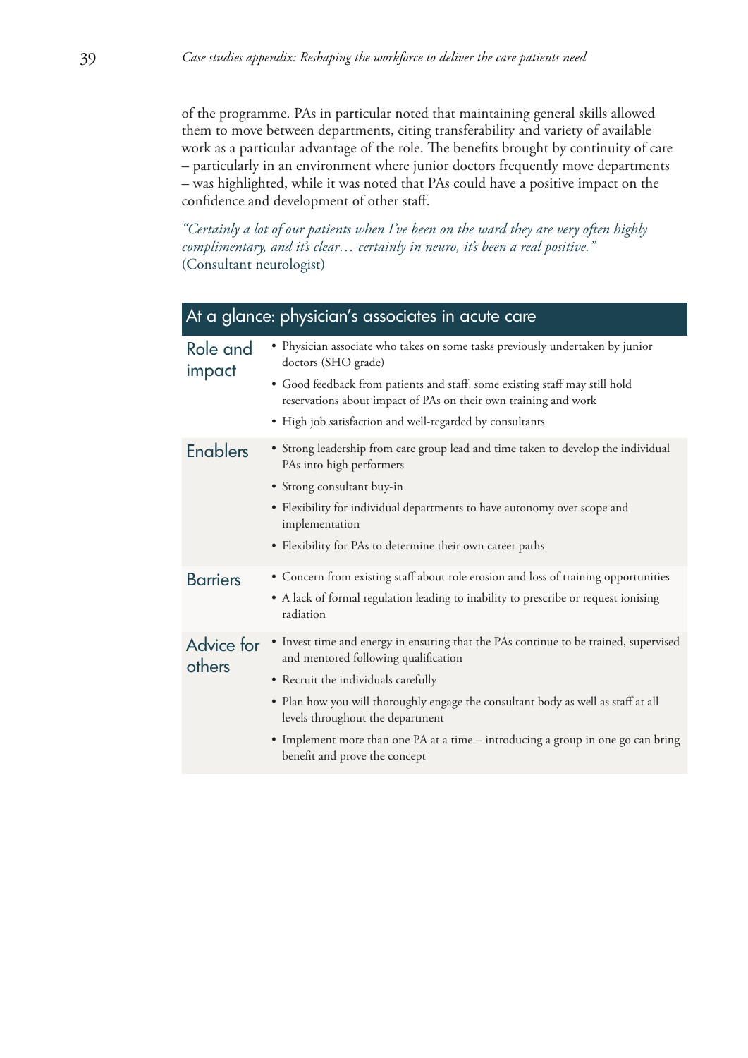of the programme. PAs in particular noted that maintaining general skills allowed them to move between departments, citing transferability and variety of available work as a particular advantage of the role. The benefits brought by continuity of care – particularly in an environment where junior doctors frequently move departments – was highlighted, while it was noted that PAs could have a positive impact on the confidence and development of other staff.

*"Certainly a lot of our patients when I've been on the ward they are very often highly complimentary, and it's clear… certainly in neuro, it's been a real positive."*
(Consultant neurologist)

## At a glance: physician's associates in acute care

| | |
|---|---|
| **Role and impact** | • Physician associate who takes on some tasks previously undertaken by junior doctors (SHO grade)<br>• Good feedback from patients and staff, some existing staff may still hold reservations about impact of PAs on their own training and work<br>• High job satisfaction and well-regarded by consultants |
| **Enablers** | • Strong leadership from care group lead and time taken to develop the individual PAs into high performers<br>• Strong consultant buy-in<br>• Flexibility for individual departments to have autonomy over scope and implementation<br>• Flexibility for PAs to determine their own career paths |
| **Barriers** | • Concern from existing staff about role erosion and loss of training opportunities<br>• A lack of formal regulation leading to inability to prescribe or request ionising radiation |
| **Advice for others** | • Invest time and energy in ensuring that the PAs continue to be trained, supervised and mentored following qualification<br>• Recruit the individuals carefully<br>• Plan how you will thoroughly engage the consultant body as well as staff at all levels throughout the department<br>• Implement more than one PA at a time – introducing a group in one go can bring benefit and prove the concept |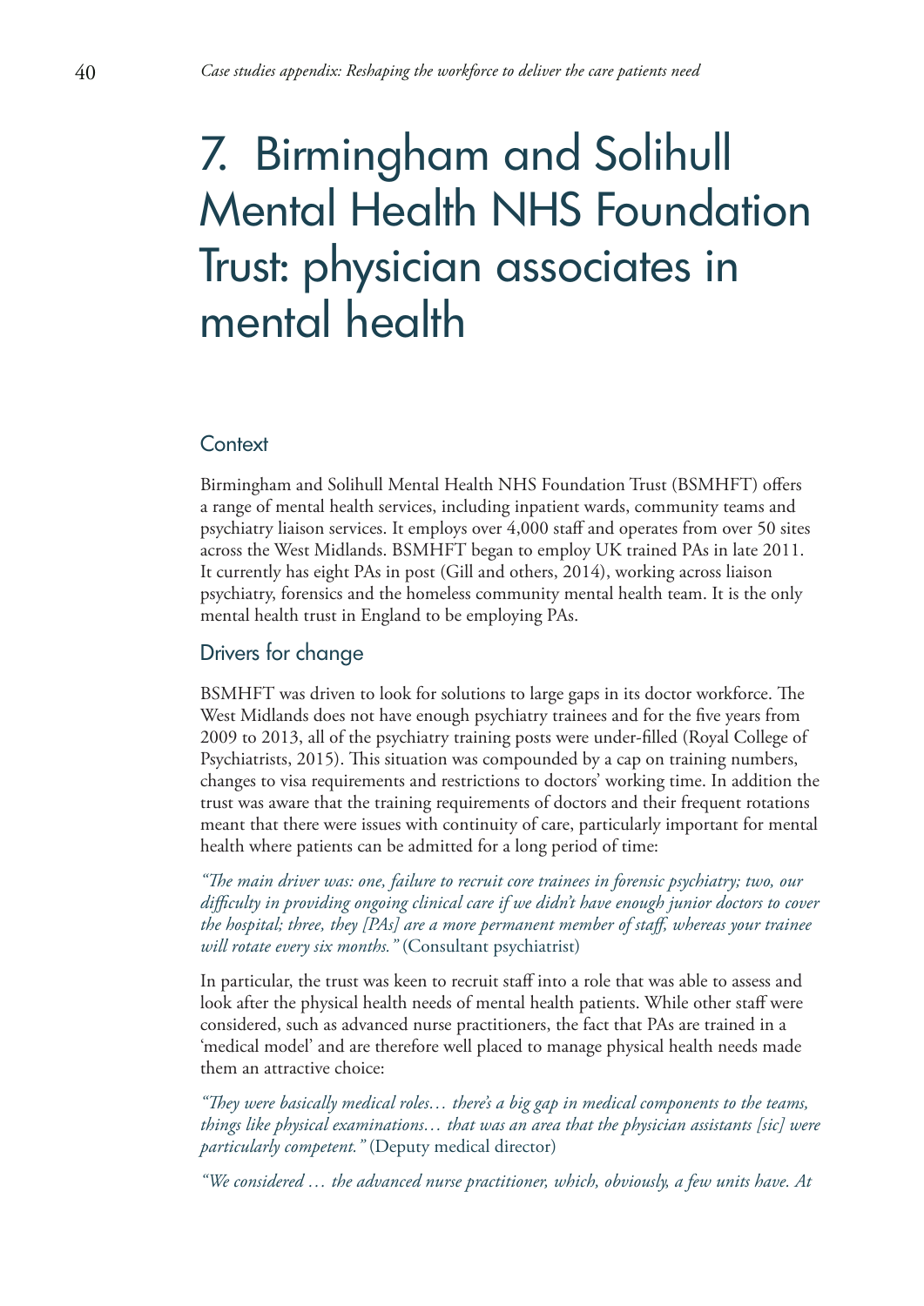# 7. Birmingham and Solihull Mental Health NHS Foundation Trust: physician associates in mental health

## Context

Birmingham and Solihull Mental Health NHS Foundation Trust (BSMHFT) offers a range of mental health services, including inpatient wards, community teams and psychiatry liaison services. It employs over 4,000 staff and operates from over 50 sites across the West Midlands. BSMHFT began to employ UK trained PAs in late 2011. It currently has eight PAs in post (Gill and others, 2014), working across liaison psychiatry, forensics and the homeless community mental health team. It is the only mental health trust in England to be employing PAs.

## Drivers for change

BSMHFT was driven to look for solutions to large gaps in its doctor workforce. The West Midlands does not have enough psychiatry trainees and for the five years from 2009 to 2013, all of the psychiatry training posts were under-filled (Royal College of Psychiatrists, 2015). This situation was compounded by a cap on training numbers, changes to visa requirements and restrictions to doctors' working time. In addition the trust was aware that the training requirements of doctors and their frequent rotations meant that there were issues with continuity of care, particularly important for mental health where patients can be admitted for a long period of time:

*"The main driver was: one, failure to recruit core trainees in forensic psychiatry; two, our difficulty in providing ongoing clinical care if we didn't have enough junior doctors to cover the hospital; three, they [PAs] are a more permanent member of staff, whereas your trainee will rotate every six months."* (Consultant psychiatrist)

In particular, the trust was keen to recruit staff into a role that was able to assess and look after the physical health needs of mental health patients. While other staff were considered, such as advanced nurse practitioners, the fact that PAs are trained in a 'medical model' and are therefore well placed to manage physical health needs made them an attractive choice:

*"They were basically medical roles… there's a big gap in medical components to the teams, things like physical examinations… that was an area that the physician assistants [sic] were particularly competent."* (Deputy medical director)

*"We considered … the advanced nurse practitioner, which, obviously, a few units have. At*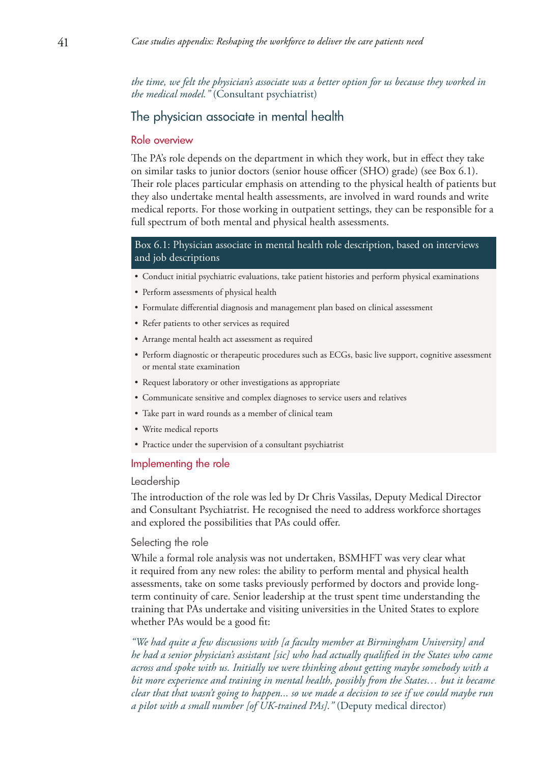*the time, we felt the physician's associate was a better option for us because they worked in the medical model."* (Consultant psychiatrist)

## The physician associate in mental health

### Role overview

The PA's role depends on the department in which they work, but in effect they take on similar tasks to junior doctors (senior house officer (SHO) grade) (see Box 6.1). Their role places particular emphasis on attending to the physical health of patients but they also undertake mental health assessments, are involved in ward rounds and write medical reports. For those working in outpatient settings, they can be responsible for a full spectrum of both mental and physical health assessments.

**Box 6.1: Physician associate in mental health role description, based on interviews and job descriptions**

- Conduct initial psychiatric evaluations, take patient histories and perform physical examinations
- Perform assessments of physical health
- Formulate differential diagnosis and management plan based on clinical assessment
- Refer patients to other services as required
- Arrange mental health act assessment as required
- Perform diagnostic or therapeutic procedures such as ECGs, basic live support, cognitive assessment or mental state examination
- Request laboratory or other investigations as appropriate
- Communicate sensitive and complex diagnoses to service users and relatives
- Take part in ward rounds as a member of clinical team
- Write medical reports
- Practice under the supervision of a consultant psychiatrist

### Implementing the role

#### Leadership

The introduction of the role was led by Dr Chris Vassilas, Deputy Medical Director and Consultant Psychiatrist. He recognised the need to address workforce shortages and explored the possibilities that PAs could offer.

#### Selecting the role

While a formal role analysis was not undertaken, BSMHFT was very clear what it required from any new roles: the ability to perform mental and physical health assessments, take on some tasks previously performed by doctors and provide long-term continuity of care. Senior leadership at the trust spent time understanding the training that PAs undertake and visiting universities in the United States to explore whether PAs would be a good fit:

*"We had quite a few discussions with [a faculty member at Birmingham University] and he had a senior physician's assistant [sic] who had actually qualified in the States who came across and spoke with us. Initially we were thinking about getting maybe somebody with a bit more experience and training in mental health, possibly from the States… but it became clear that that wasn't going to happen... so we made a decision to see if we could maybe run a pilot with a small number [of UK-trained PAs]."* (Deputy medical director)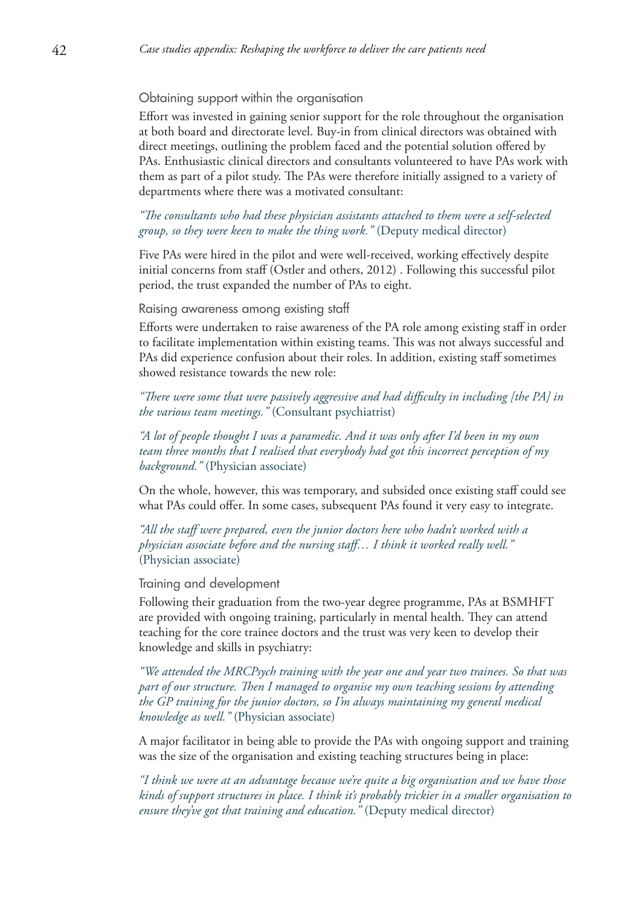### Obtaining support within the organisation

Effort was invested in gaining senior support for the role throughout the organisation at both board and directorate level. Buy-in from clinical directors was obtained with direct meetings, outlining the problem faced and the potential solution offered by PAs. Enthusiastic clinical directors and consultants volunteered to have PAs work with them as part of a pilot study. The PAs were therefore initially assigned to a variety of departments where there was a motivated consultant:

*"The consultants who had these physician assistants attached to them were a self-selected group, so they were keen to make the thing work."* (Deputy medical director)

Five PAs were hired in the pilot and were well-received, working effectively despite initial concerns from staff (Ostler and others, 2012) . Following this successful pilot period, the trust expanded the number of PAs to eight.

### Raising awareness among existing staff

Efforts were undertaken to raise awareness of the PA role among existing staff in order to facilitate implementation within existing teams. This was not always successful and PAs did experience confusion about their roles. In addition, existing staff sometimes showed resistance towards the new role:

*"There were some that were passively aggressive and had difficulty in including [the PA] in the various team meetings."* (Consultant psychiatrist)

*"A lot of people thought I was a paramedic. And it was only after I'd been in my own team three months that I realised that everybody had got this incorrect perception of my background."* (Physician associate)

On the whole, however, this was temporary, and subsided once existing staff could see what PAs could offer. In some cases, subsequent PAs found it very easy to integrate.

*"All the staff were prepared, even the junior doctors here who hadn't worked with a physician associate before and the nursing staff… I think it worked really well."* (Physician associate)

### Training and development

Following their graduation from the two-year degree programme, PAs at BSMHFT are provided with ongoing training, particularly in mental health. They can attend teaching for the core trainee doctors and the trust was very keen to develop their knowledge and skills in psychiatry:

*"We attended the MRCPsych training with the year one and year two trainees. So that was part of our structure. Then I managed to organise my own teaching sessions by attending the GP training for the junior doctors, so I'm always maintaining my general medical knowledge as well."* (Physician associate)

A major facilitator in being able to provide the PAs with ongoing support and training was the size of the organisation and existing teaching structures being in place:

*"I think we were at an advantage because we're quite a big organisation and we have those kinds of support structures in place. I think it's probably trickier in a smaller organisation to ensure they've got that training and education."* (Deputy medical director)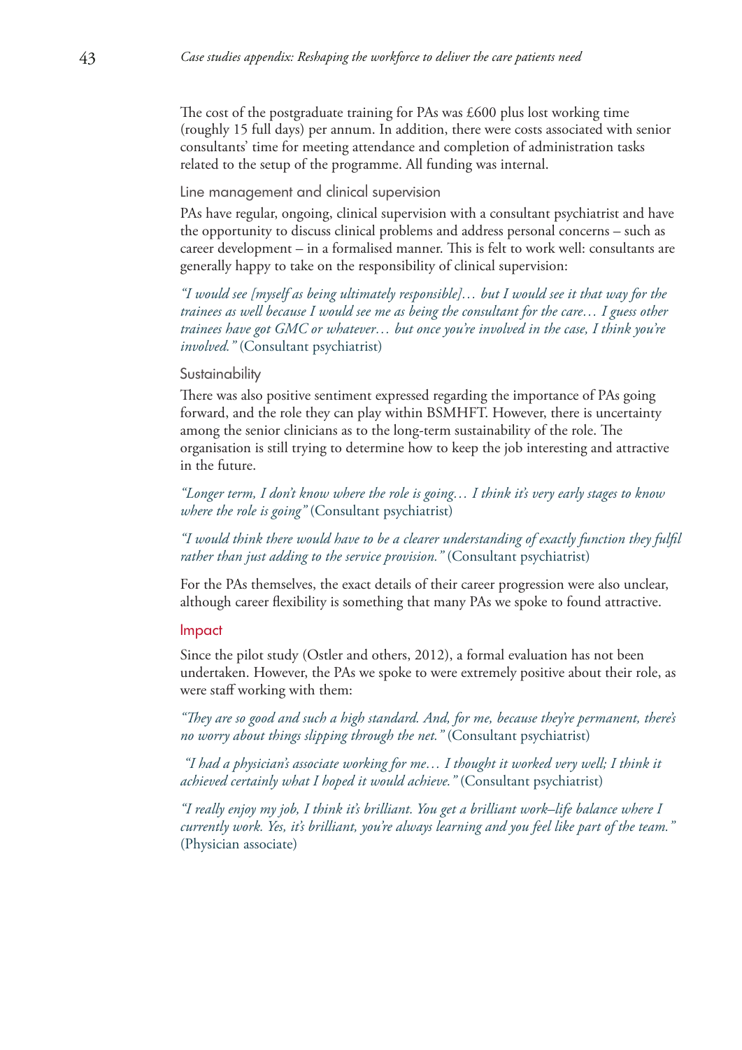The cost of the postgraduate training for PAs was £600 plus lost working time (roughly 15 full days) per annum. In addition, there were costs associated with senior consultants' time for meeting attendance and completion of administration tasks related to the setup of the programme. All funding was internal.

### Line management and clinical supervision

PAs have regular, ongoing, clinical supervision with a consultant psychiatrist and have the opportunity to discuss clinical problems and address personal concerns – such as career development – in a formalised manner. This is felt to work well: consultants are generally happy to take on the responsibility of clinical supervision:

*"I would see [myself as being ultimately responsible]… but I would see it that way for the trainees as well because I would see me as being the consultant for the care… I guess other trainees have got GMC or whatever… but once you're involved in the case, I think you're involved."* (Consultant psychiatrist)

### Sustainability

There was also positive sentiment expressed regarding the importance of PAs going forward, and the role they can play within BSMHFT. However, there is uncertainty among the senior clinicians as to the long-term sustainability of the role. The organisation is still trying to determine how to keep the job interesting and attractive in the future.

*"Longer term, I don't know where the role is going… I think it's very early stages to know where the role is going"* (Consultant psychiatrist)

*"I would think there would have to be a clearer understanding of exactly function they fulfil rather than just adding to the service provision."* (Consultant psychiatrist)

For the PAs themselves, the exact details of their career progression were also unclear, although career flexibility is something that many PAs we spoke to found attractive.

## Impact

Since the pilot study (Ostler and others, 2012), a formal evaluation has not been undertaken. However, the PAs we spoke to were extremely positive about their role, as were staff working with them:

*"They are so good and such a high standard. And, for me, because they're permanent, there's no worry about things slipping through the net."* (Consultant psychiatrist)

*"I had a physician's associate working for me… I thought it worked very well; I think it achieved certainly what I hoped it would achieve."* (Consultant psychiatrist)

*"I really enjoy my job, I think it's brilliant. You get a brilliant work–life balance where I currently work. Yes, it's brilliant, you're always learning and you feel like part of the team."* (Physician associate)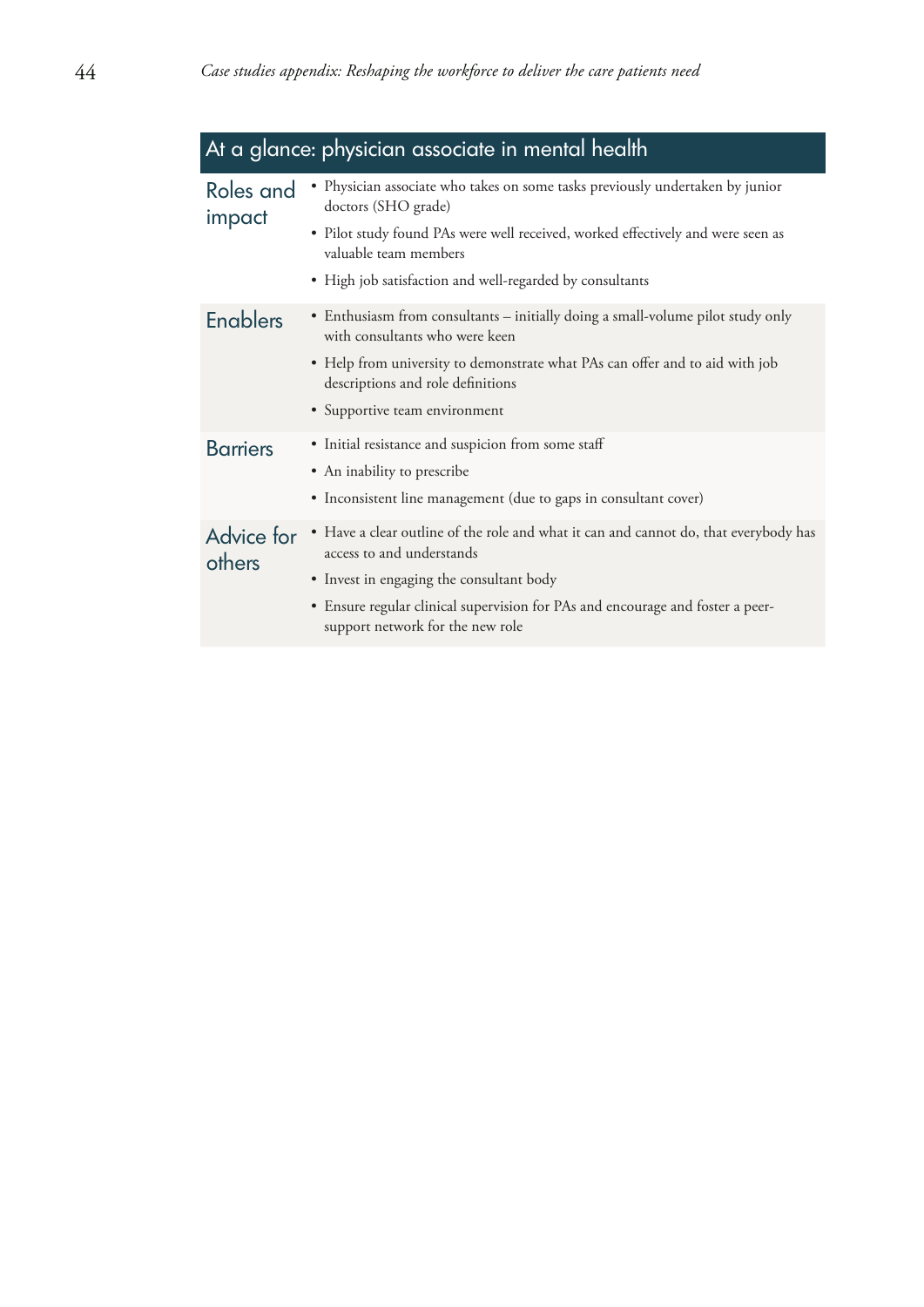## At a glance: physician associate in mental health

| | |
|---|---|
| Roles and impact | • Physician associate who takes on some tasks previously undertaken by junior doctors (SHO grade)<br>• Pilot study found PAs were well received, worked effectively and were seen as valuable team members<br>• High job satisfaction and well-regarded by consultants |
| Enablers | • Enthusiasm from consultants – initially doing a small-volume pilot study only with consultants who were keen<br>• Help from university to demonstrate what PAs can offer and to aid with job descriptions and role definitions<br>• Supportive team environment |
| Barriers | • Initial resistance and suspicion from some staff<br>• An inability to prescribe<br>• Inconsistent line management (due to gaps in consultant cover) |
| Advice for others | • Have a clear outline of the role and what it can and cannot do, that everybody has access to and understands<br>• Invest in engaging the consultant body<br>• Ensure regular clinical supervision for PAs and encourage and foster a peer-support network for the new role |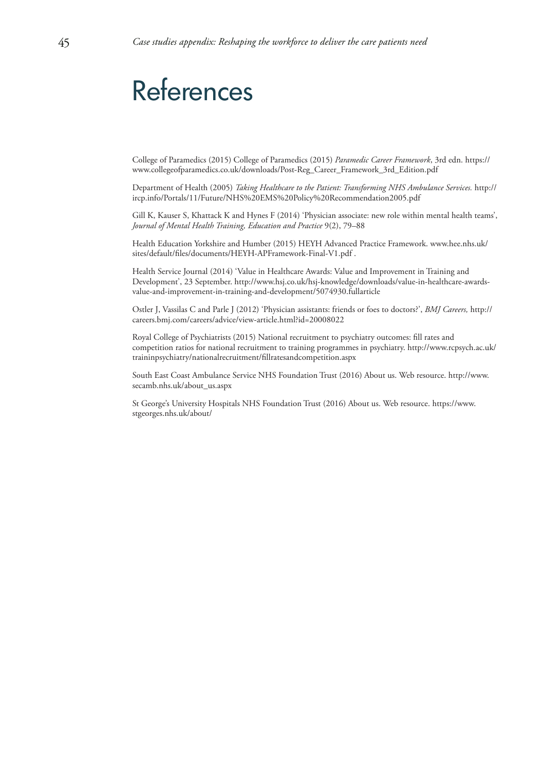# References

College of Paramedics (2015) College of Paramedics (2015) *Paramedic Career Framework*, 3rd edn. https://www.collegeofparamedics.co.uk/downloads/Post-Reg_Career_Framework_3rd_Edition.pdf

Department of Health (2005) *Taking Healthcare to the Patient: Transforming NHS Ambulance Services.* http://ircp.info/Portals/11/Future/NHS%20EMS%20Policy%20Recommendation2005.pdf

Gill K, Kauser S, Khattack K and Hynes F (2014) 'Physician associate: new role within mental health teams', *Journal of Mental Health Training, Education and Practice* 9(2), 79–88

Health Education Yorkshire and Humber (2015) HEYH Advanced Practice Framework. www.hee.nhs.uk/sites/default/files/documents/HEYH-APFramework-Final-V1.pdf .

Health Service Journal (2014) 'Value in Healthcare Awards: Value and Improvement in Training and Development', 23 September. http://www.hsj.co.uk/hsj-knowledge/downloads/value-in-healthcare-awards-value-and-improvement-in-training-and-development/5074930.fullarticle

Ostler J, Vassilas C and Parle J (2012) 'Physician assistants: friends or foes to doctors?', *BMJ Careers,* http://careers.bmj.com/careers/advice/view-article.html?id=20008022

Royal College of Psychiatrists (2015) National recruitment to psychiatry outcomes: fill rates and competition ratios for national recruitment to training programmes in psychiatry. http://www.rcpsych.ac.uk/traininpsychiatry/nationalrecruitment/fillratesandcompetition.aspx

South East Coast Ambulance Service NHS Foundation Trust (2016) About us. Web resource. http://www.secamb.nhs.uk/about_us.aspx

St George's University Hospitals NHS Foundation Trust (2016) About us. Web resource. https://www.stgeorges.nhs.uk/about/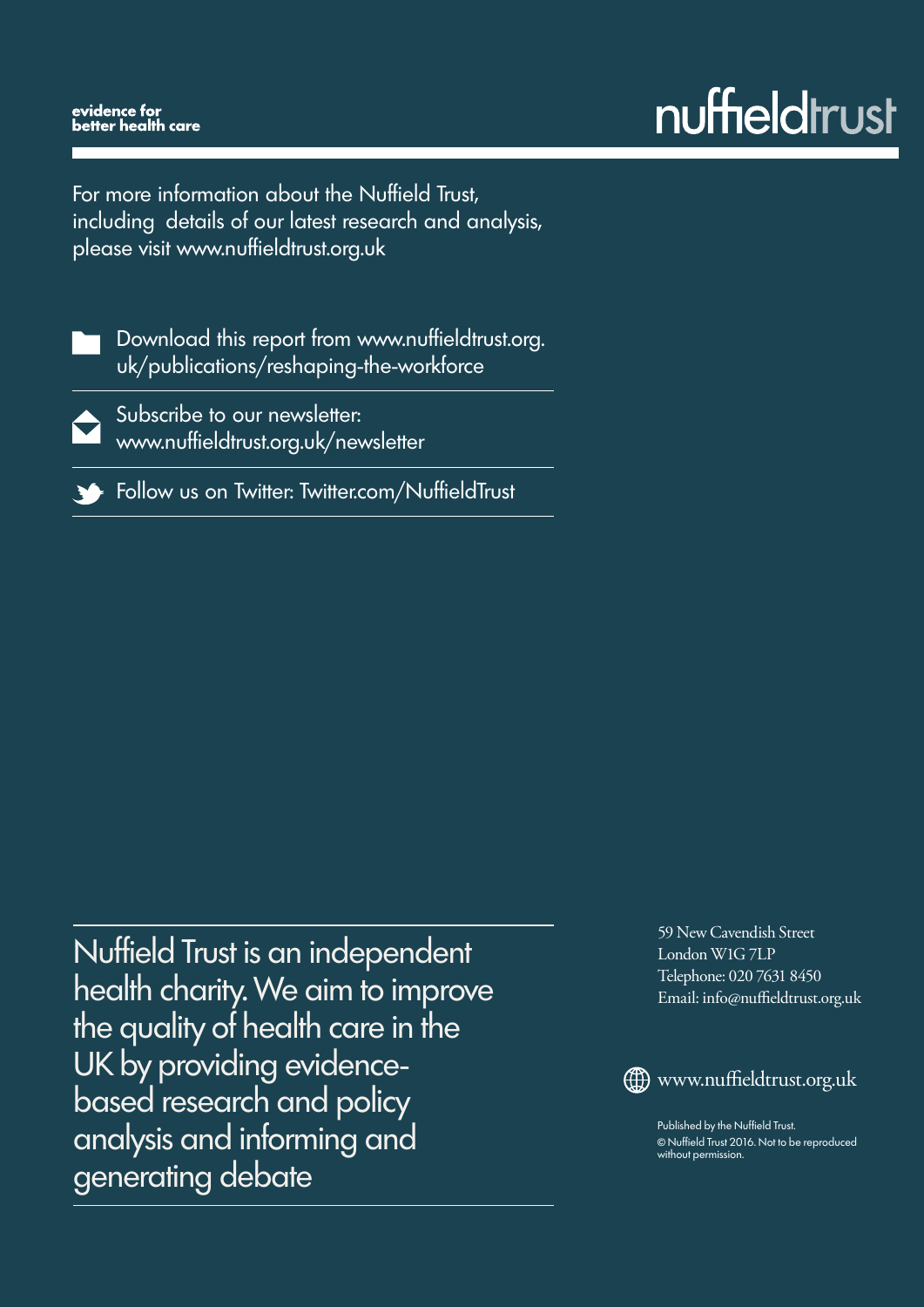**evidence for better health care**

**nuffieldtrust**

For more information about the Nuffield Trust, including details of our latest research and analysis, please visit www.nuffieldtrust.org.uk

Download this report from www.nuffieldtrust.org.uk/publications/reshaping-the-workforce

Subscribe to our newsletter: www.nuffieldtrust.org.uk/newsletter

Follow us on Twitter: Twitter.com/NuffieldTrust

Nuffield Trust is an independent health charity. We aim to improve the quality of health care in the UK by providing evidence-based research and policy analysis and informing and generating debate

59 New Cavendish Street
London W1G 7LP
Telephone: 020 7631 8450
Email: info@nuffieldtrust.org.uk

www.nuffieldtrust.org.uk

Published by the Nuffield Trust.
© Nuffield Trust 2016. Not to be reproduced without permission.